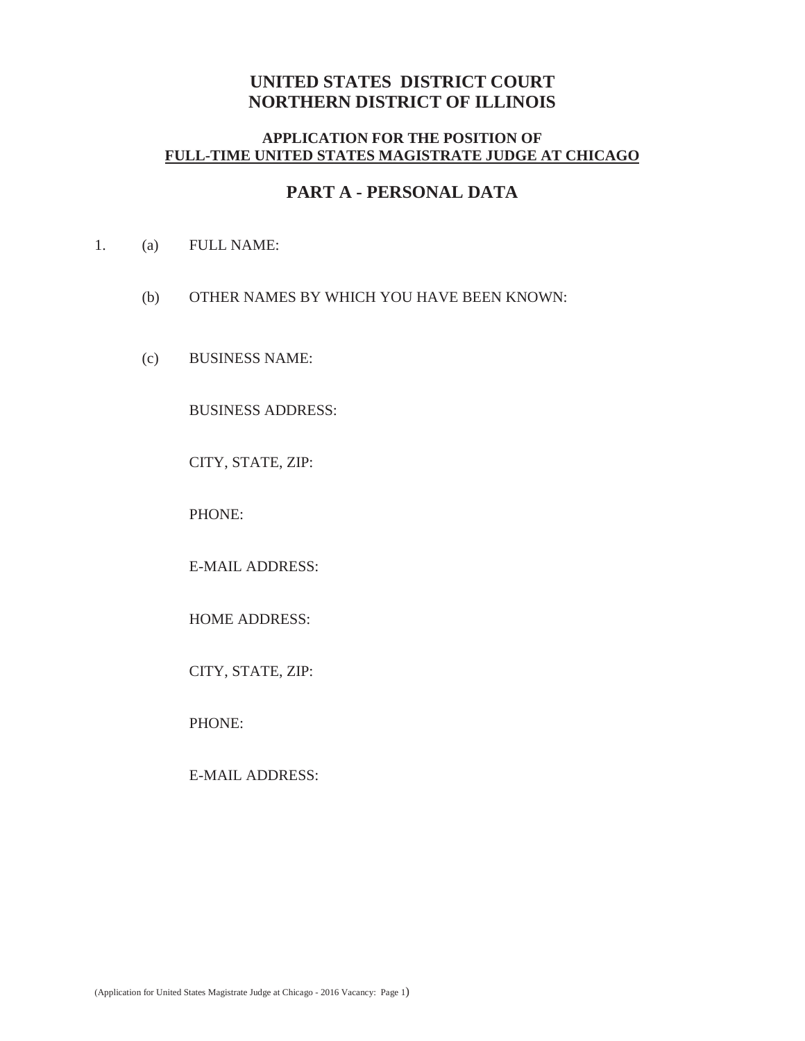# UNITED STATES DISTRICT COURT
# NORTHERN DISTRICT OF ILLINOIS

### APPLICATION FOR THE POSITION OF
### FULL-TIME UNITED STATES MAGISTRATE JUDGE AT CHICAGO

## PART A - PERSONAL DATA

1. (a) FULL NAME:

   (b) OTHER NAMES BY WHICH YOU HAVE BEEN KNOWN:

   (c) BUSINESS NAME:

   BUSINESS ADDRESS:

   CITY, STATE, ZIP:

   PHONE:

   E-MAIL ADDRESS:

   HOME ADDRESS:

   CITY, STATE, ZIP:

   PHONE:

   E-MAIL ADDRESS: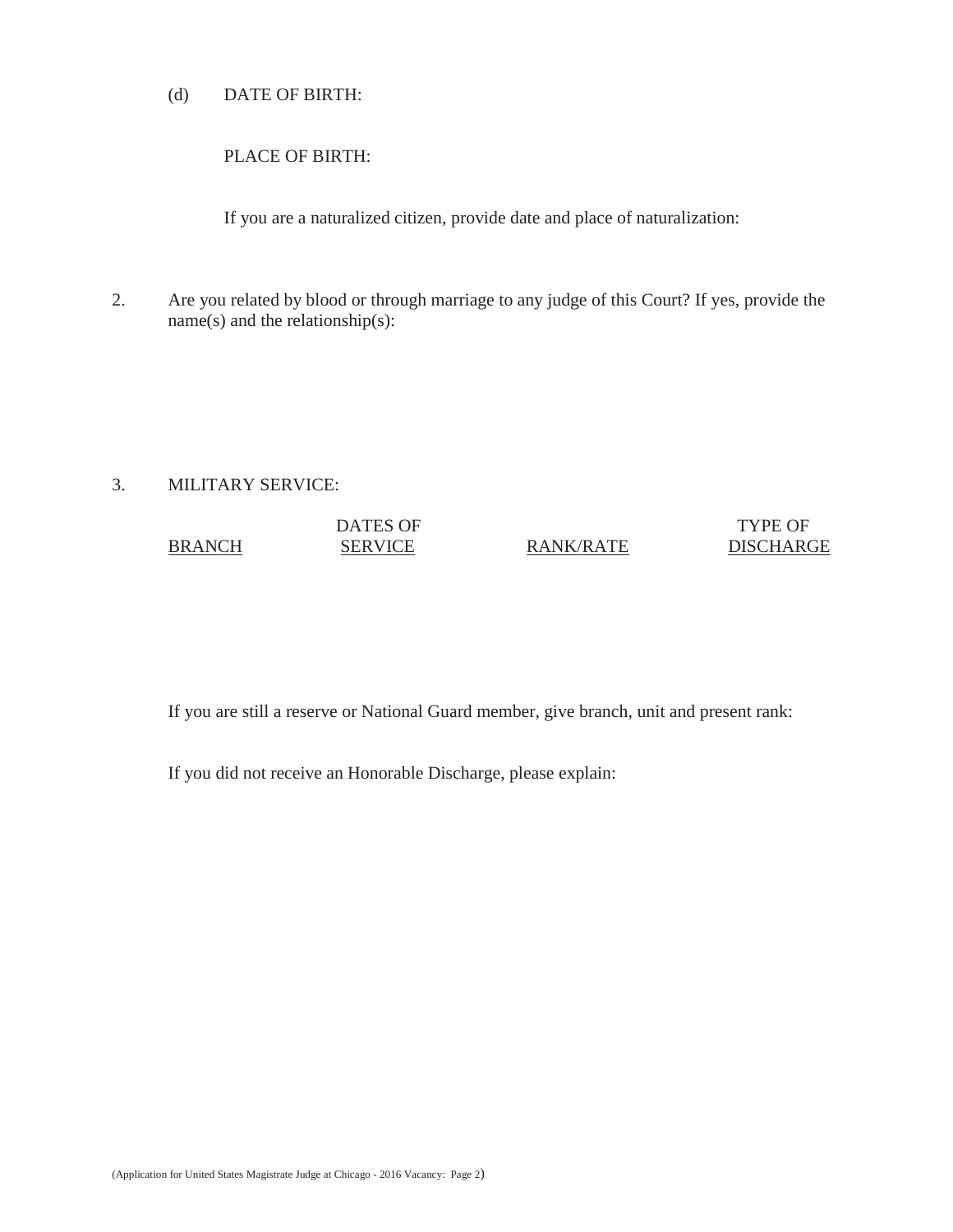(d) DATE OF BIRTH:

PLACE OF BIRTH:

If you are a naturalized citizen, provide date and place of naturalization:

2. Are you related by blood or through marriage to any judge of this Court? If yes, provide the name(s) and the relationship(s):

3. MILITARY SERVICE:

| BRANCH | DATES OF SERVICE | RANK/RATE | TYPE OF DISCHARGE |
| --- | --- | --- | --- |
| | | | |

If you are still a reserve or National Guard member, give branch, unit and present rank:

If you did not receive an Honorable Discharge, please explain: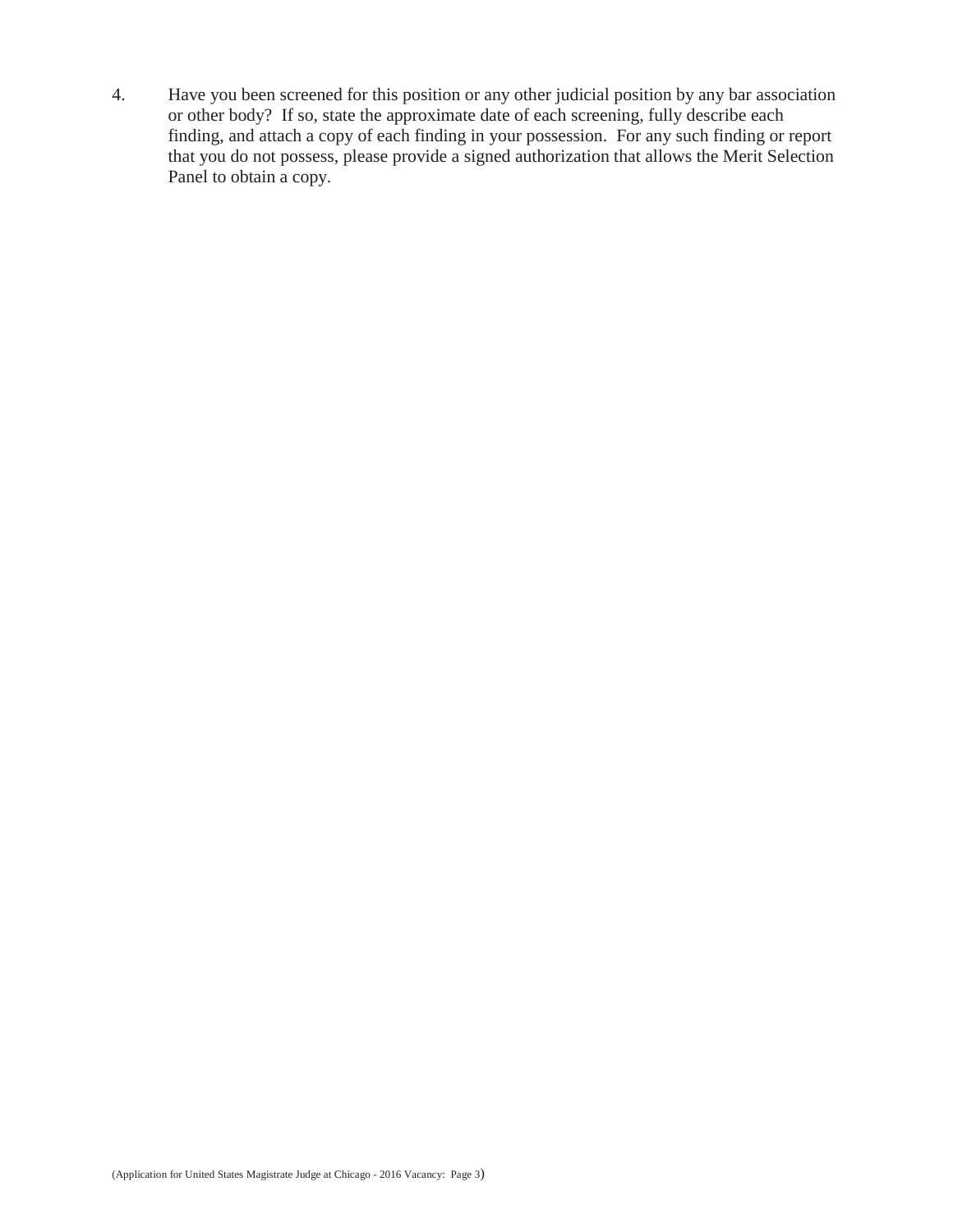4. Have you been screened for this position or any other judicial position by any bar association or other body? If so, state the approximate date of each screening, fully describe each finding, and attach a copy of each finding in your possession. For any such finding or report that you do not possess, please provide a signed authorization that allows the Merit Selection Panel to obtain a copy.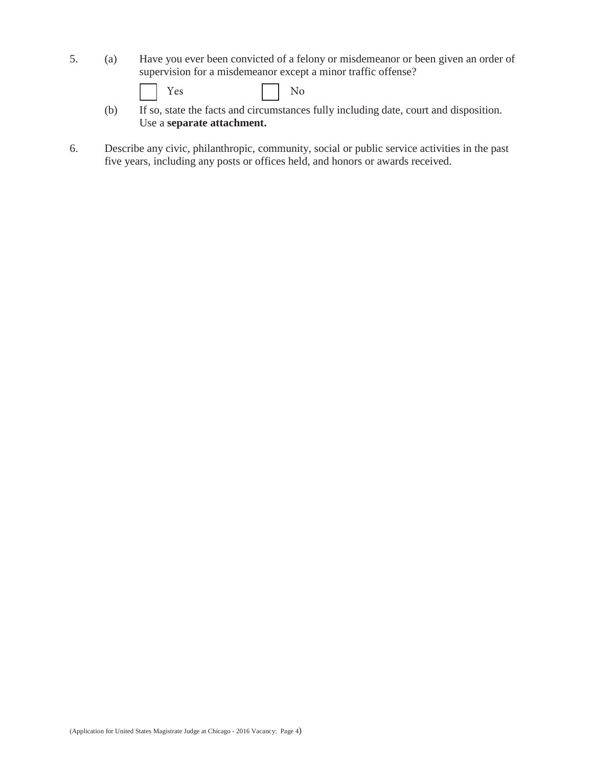5. (a) Have you ever been convicted of a felony or misdemeanor or been given an order of supervision for a misdemeanor except a minor traffic offense?

☐ Yes ☐ No

(b) If so, state the facts and circumstances fully including date, court and disposition. Use a **separate attachment.**

6. Describe any civic, philanthropic, community, social or public service activities in the past five years, including any posts or offices held, and honors or awards received.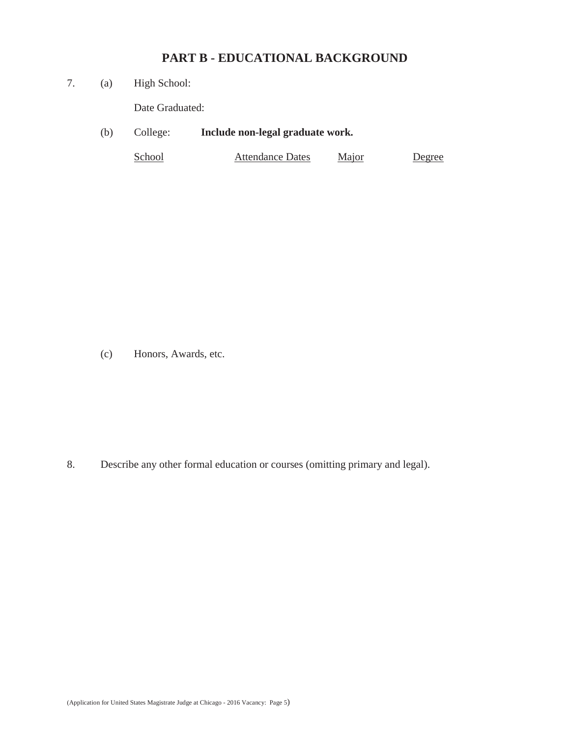## PART B - EDUCATIONAL BACKGROUND

7. (a) High School:

   Date Graduated:

   (b) College: **Include non-legal graduate work.**

| School | Attendance Dates | Major | Degree |
|---|---|---|---|

   (c) Honors, Awards, etc.

8. Describe any other formal education or courses (omitting primary and legal).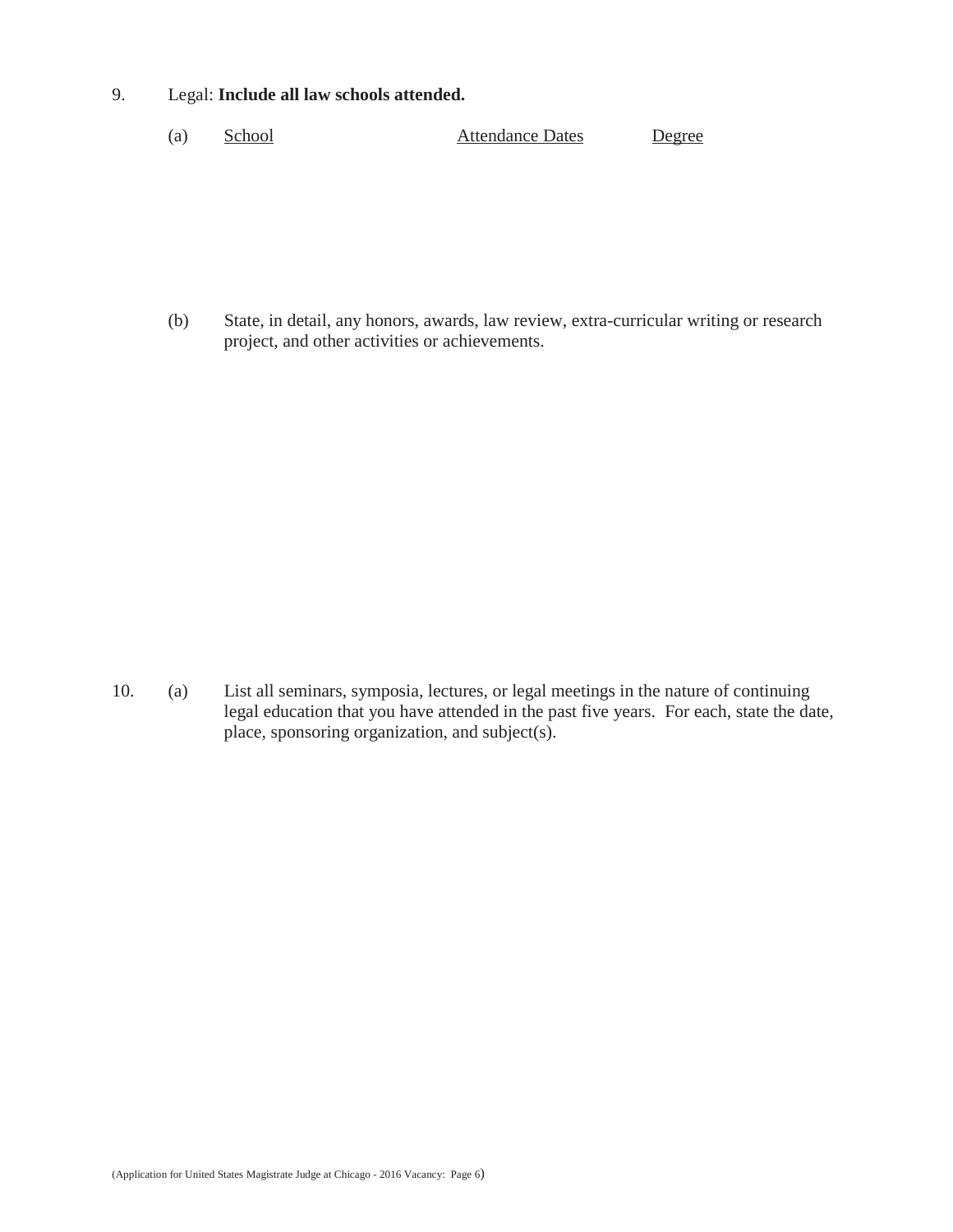9. Legal: **Include all law schools attended.**

   (a) <u>School</u> <u>Attendance Dates</u> <u>Degree</u>

   (b) State, in detail, any honors, awards, law review, extra-curricular writing or research project, and other activities or achievements.

10. (a) List all seminars, symposia, lectures, or legal meetings in the nature of continuing legal education that you have attended in the past five years. For each, state the date, place, sponsoring organization, and subject(s).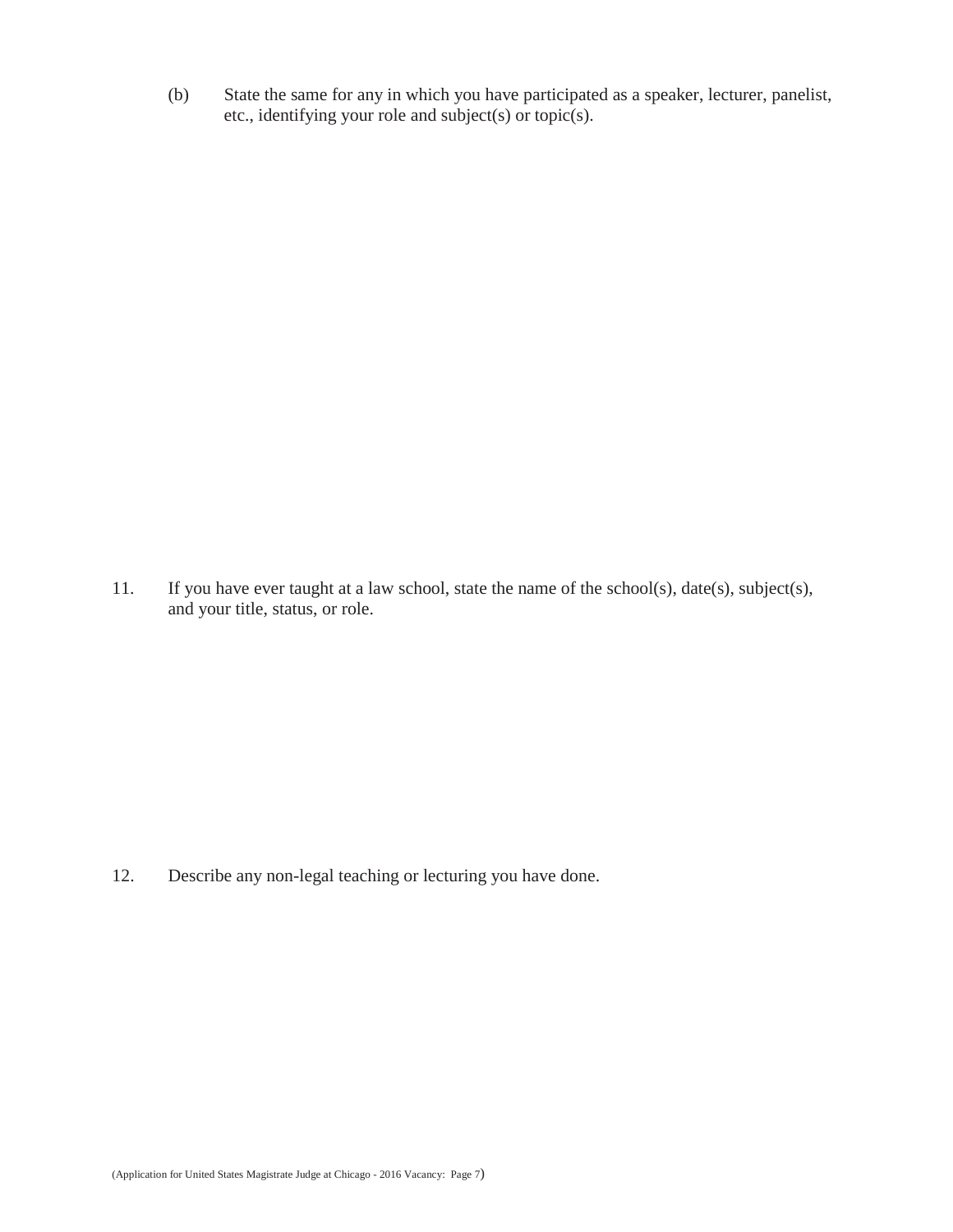(b) State the same for any in which you have participated as a speaker, lecturer, panelist, etc., identifying your role and subject(s) or topic(s).

11. If you have ever taught at a law school, state the name of the school(s), date(s), subject(s), and your title, status, or role.

12. Describe any non-legal teaching or lecturing you have done.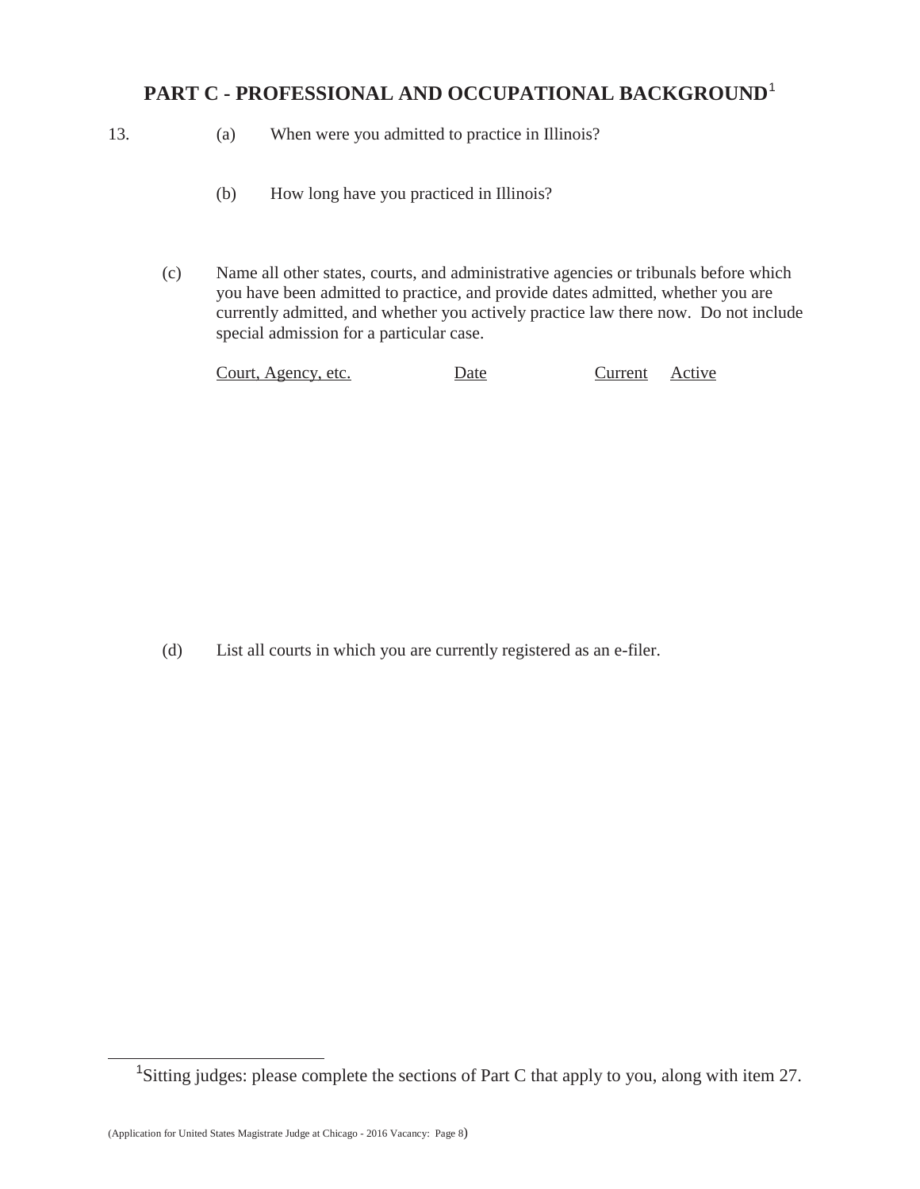## PART C - PROFESSIONAL AND OCCUPATIONAL BACKGROUND[1]

13. (a) When were you admitted to practice in Illinois?

(b) How long have you practiced in Illinois?

(c) Name all other states, courts, and administrative agencies or tribunals before which you have been admitted to practice, and provide dates admitted, whether you are currently admitted, and whether you actively practice law there now. Do not include special admission for a particular case.

| Court, Agency, etc. | Date | Current | Active |
| --- | --- | --- | --- |
| | | | |

(d) List all courts in which you are currently registered as an e-filer.

---

[1]Sitting judges: please complete the sections of Part C that apply to you, along with item 27.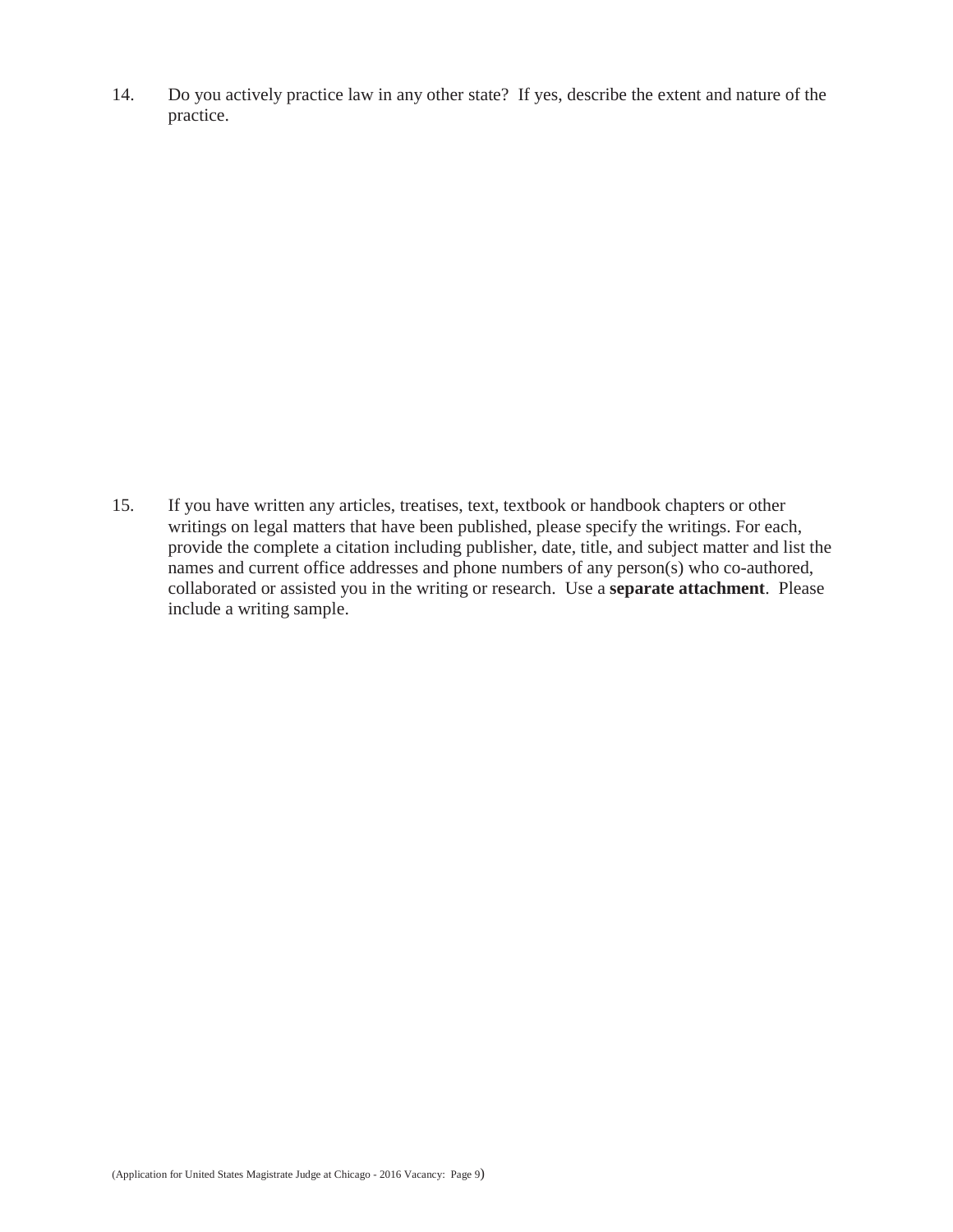14. Do you actively practice law in any other state? If yes, describe the extent and nature of the practice.

15. If you have written any articles, treatises, text, textbook or handbook chapters or other writings on legal matters that have been published, please specify the writings. For each, provide the complete a citation including publisher, date, title, and subject matter and list the names and current office addresses and phone numbers of any person(s) who co-authored, collaborated or assisted you in the writing or research. Use a **separate attachment**. Please include a writing sample.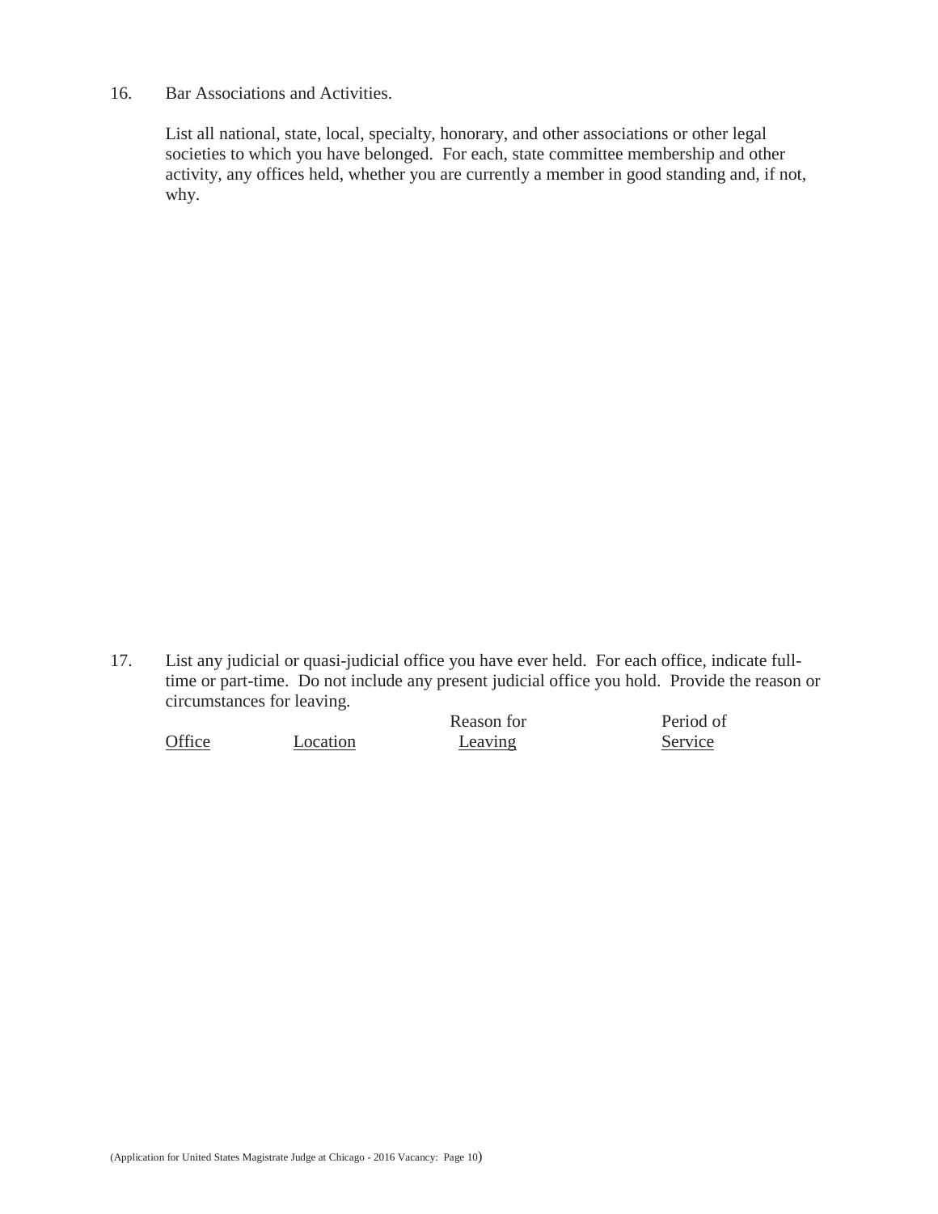16. Bar Associations and Activities.

List all national, state, local, specialty, honorary, and other associations or other legal societies to which you have belonged. For each, state committee membership and other activity, any offices held, whether you are currently a member in good standing and, if not, why.

17. List any judicial or quasi-judicial office you have ever held. For each office, indicate full-time or part-time. Do not include any present judicial office you hold. Provide the reason or circumstances for leaving.

| Office | Location | Reason for Leaving | Period of Service |
|---|---|---|---|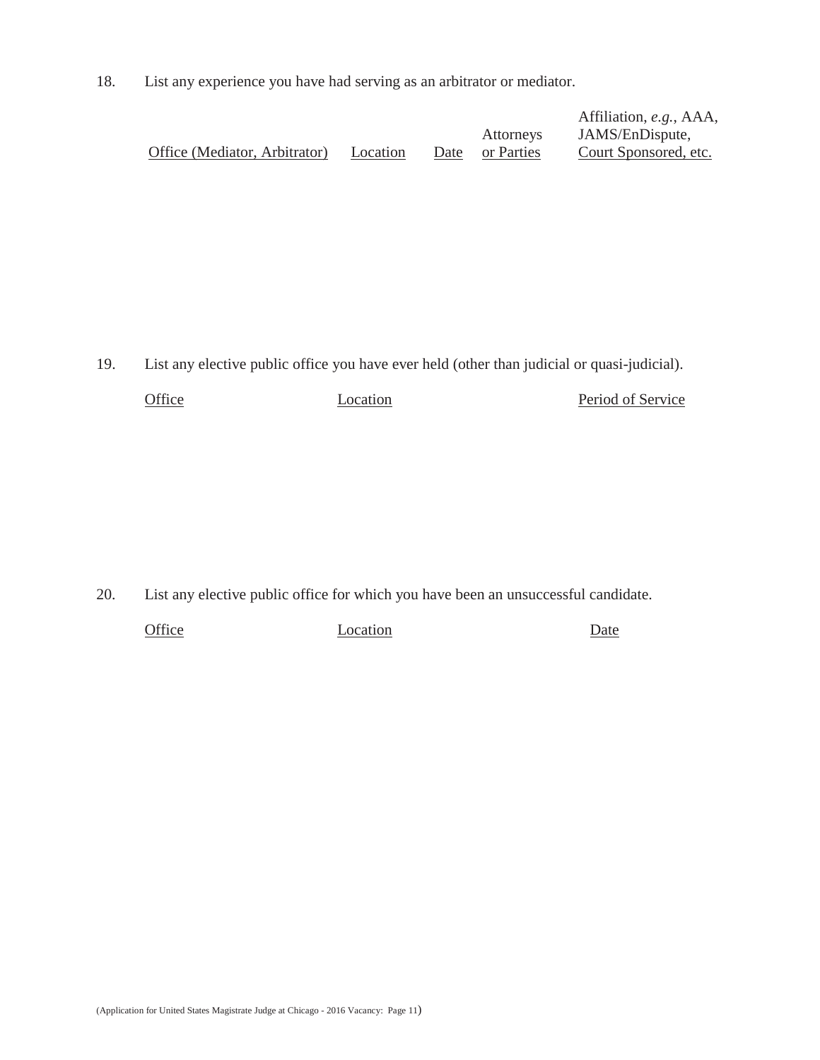18. List any experience you have had serving as an arbitrator or mediator.

| Office (Mediator, Arbitrator) | Location | Date | Attorneys or Parties | Affiliation, *e.g.*, AAA, JAMS/EnDispute, Court Sponsored, etc. |
|---|---|---|---|---|

19. List any elective public office you have ever held (other than judicial or quasi-judicial).

| Office | Location | Period of Service |
|---|---|---|

20. List any elective public office for which you have been an unsuccessful candidate.

| Office | Location | Date |
|---|---|---|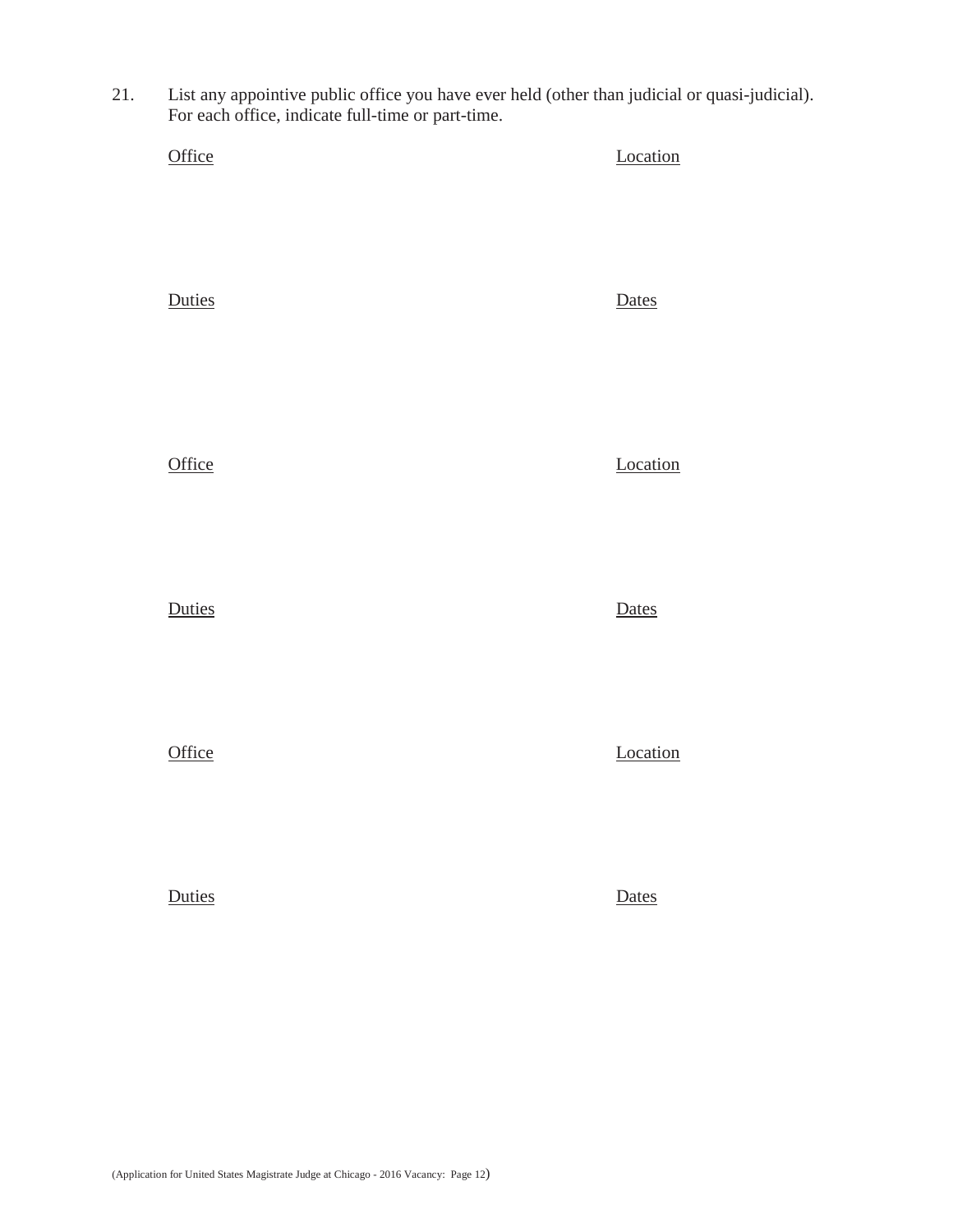21. List any appointive public office you have ever held (other than judicial or quasi-judicial). For each office, indicate full-time or part-time.

<u>Office</u>

<u>Location</u>

<u>Duties</u>

<u>Dates</u>

<u>Office</u>

<u>Location</u>

<u>Duties</u>

<u>Dates</u>

<u>Office</u>

<u>Location</u>

<u>Duties</u>

<u>Dates</u>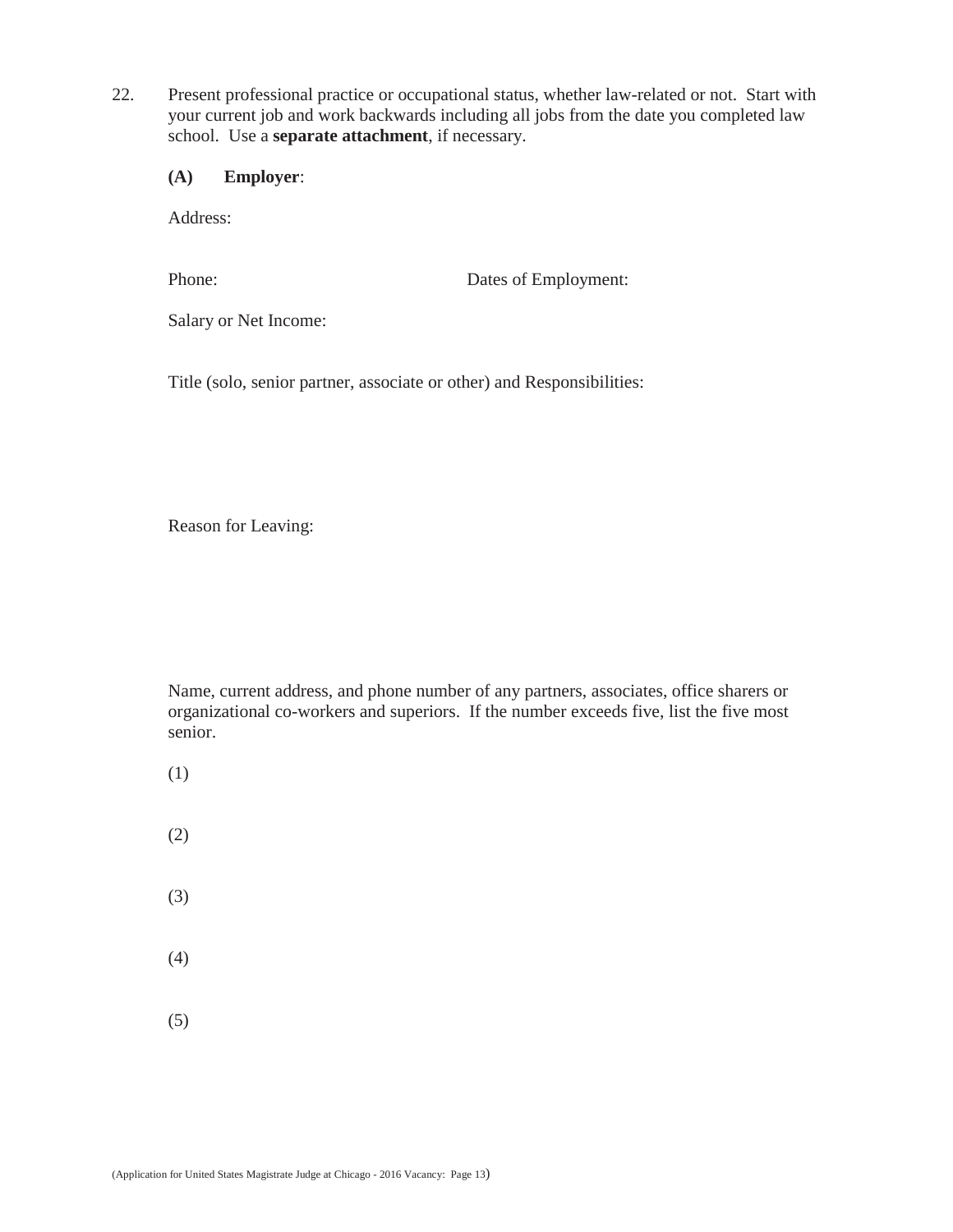22. Present professional practice or occupational status, whether law-related or not. Start with your current job and work backwards including all jobs from the date you completed law school. Use a **separate attachment**, if necessary.

**(A) Employer**:

Address:

Phone: Dates of Employment:

Salary or Net Income:

Title (solo, senior partner, associate or other) and Responsibilities:

Reason for Leaving:

Name, current address, and phone number of any partners, associates, office sharers or organizational co-workers and superiors. If the number exceeds five, list the five most senior.

(1)

(2)

(3)

(4)

(5)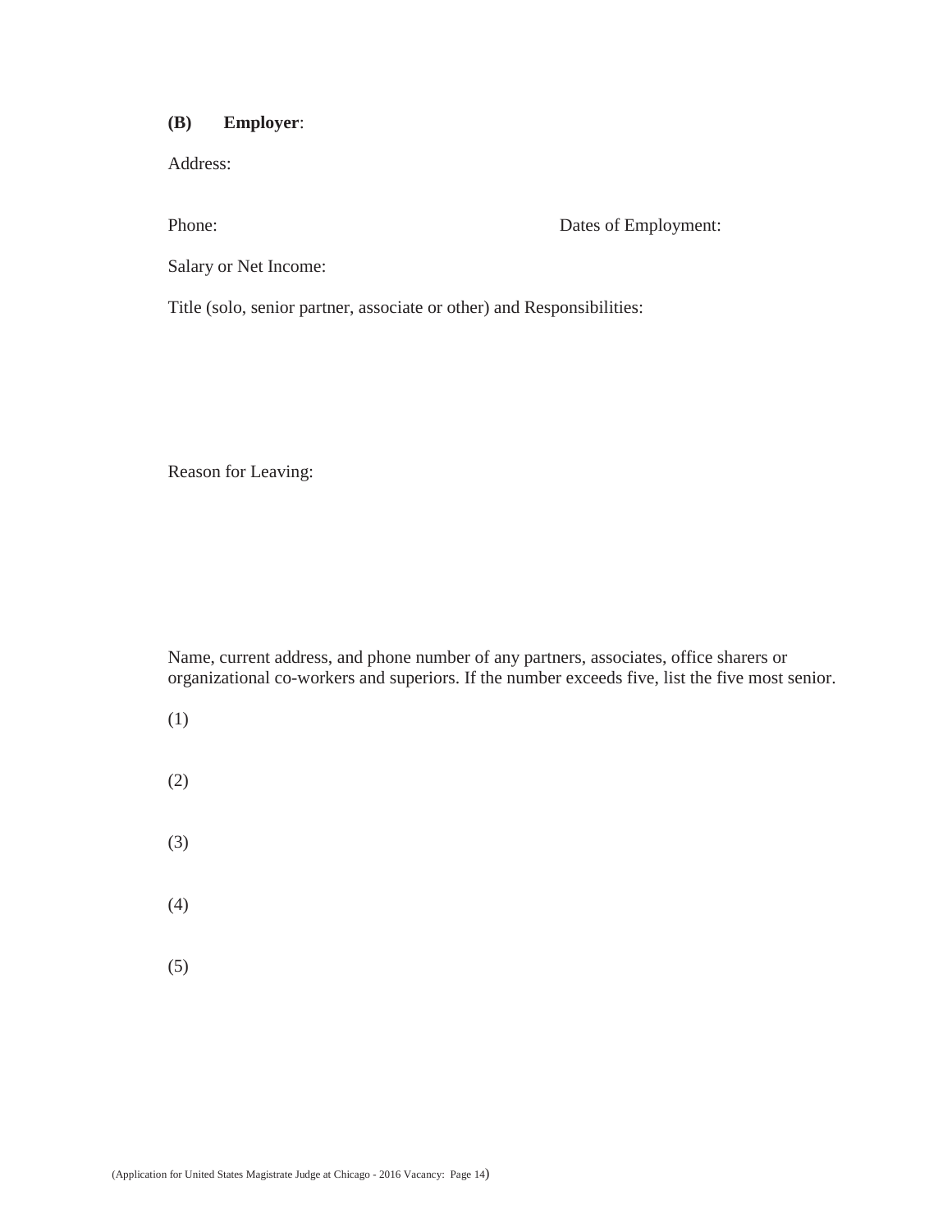**(B)    Employer**:

Address:

Phone:                                                          Dates of Employment:

Salary or Net Income:

Title (solo, senior partner, associate or other) and Responsibilities:

Reason for Leaving:

Name, current address, and phone number of any partners, associates, office sharers or organizational co-workers and superiors. If the number exceeds five, list the five most senior.

(1)

(2)

(3)

(4)

(5)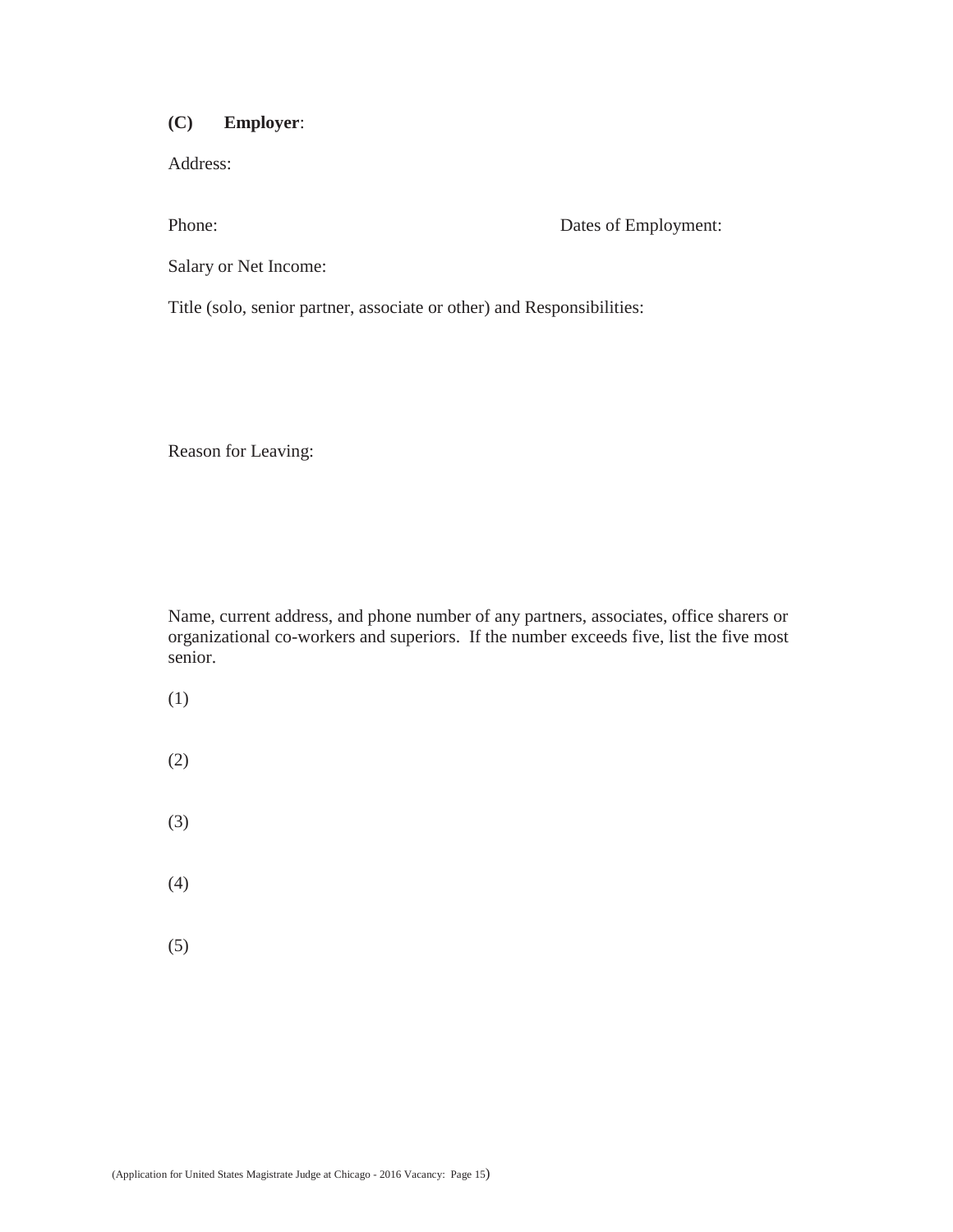**(C) Employer**:

Address:

Phone: Dates of Employment:

Salary or Net Income:

Title (solo, senior partner, associate or other) and Responsibilities:

Reason for Leaving:

Name, current address, and phone number of any partners, associates, office sharers or organizational co-workers and superiors. If the number exceeds five, list the five most senior.

(1)

(2)

(3)

(4)

(5)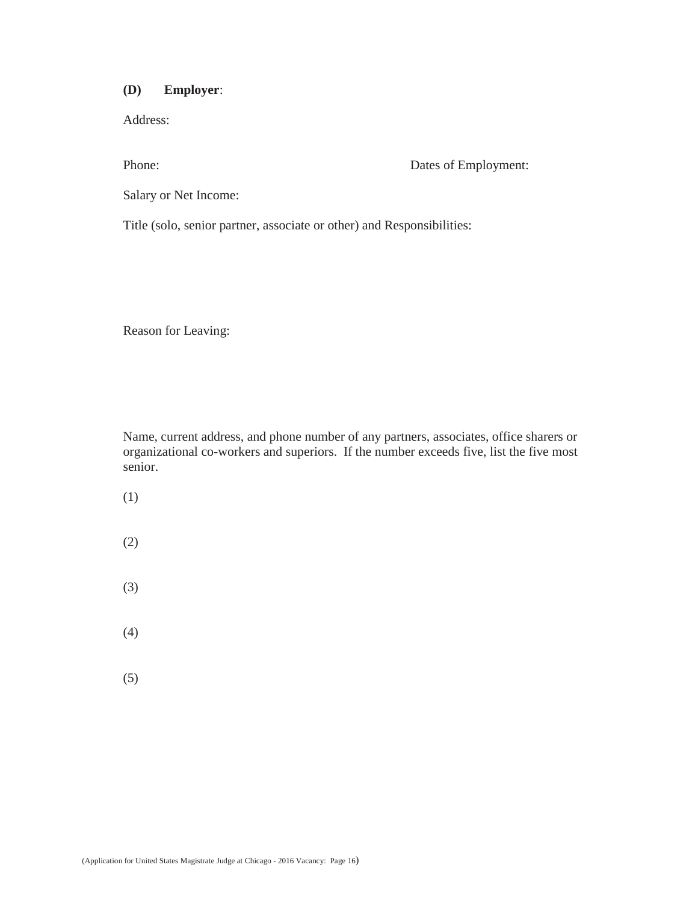**(D) Employer**:

Address:

Phone: Dates of Employment:

Salary or Net Income:

Title (solo, senior partner, associate or other) and Responsibilities:

Reason for Leaving:

Name, current address, and phone number of any partners, associates, office sharers or organizational co-workers and superiors. If the number exceeds five, list the five most senior.

(1)

(2)

(3)

(4)

(5)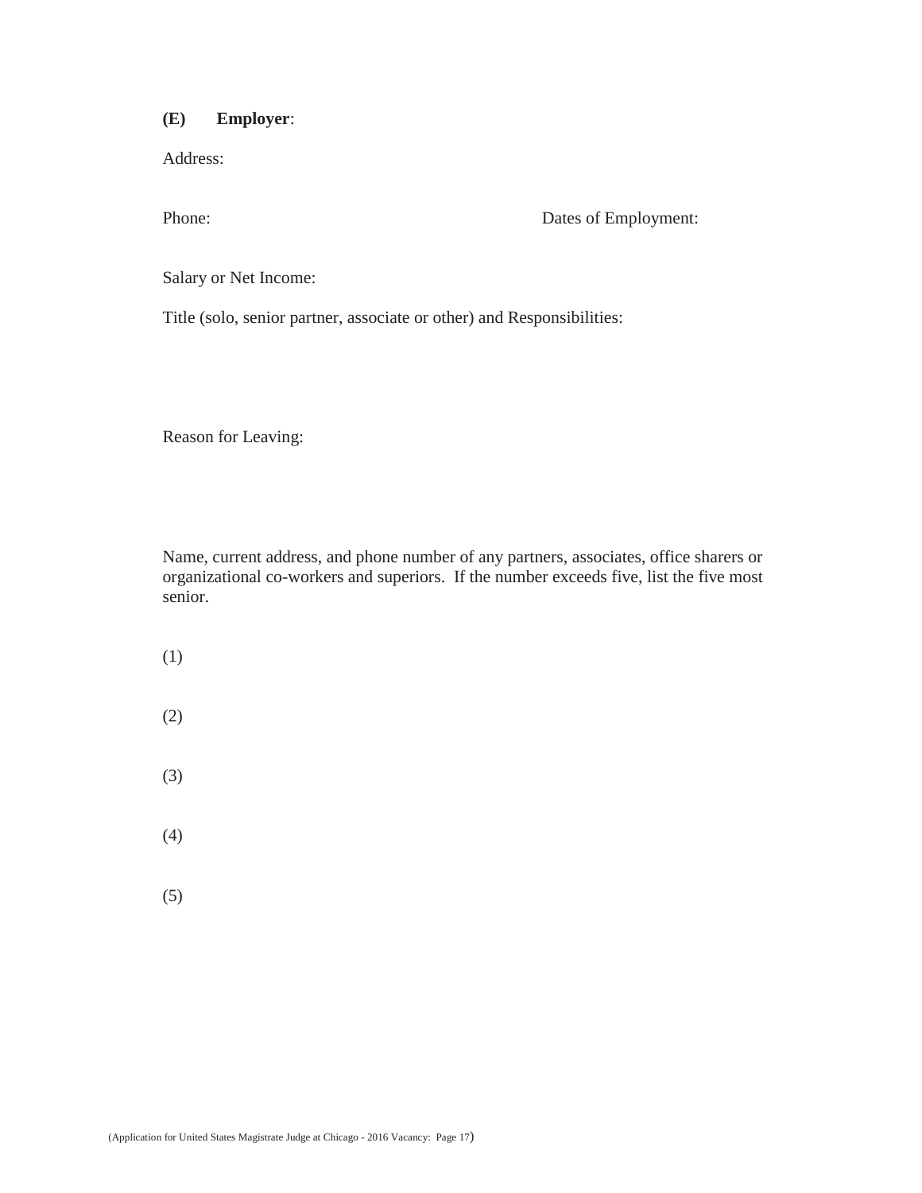**(E) Employer**:

Address:

Phone: Dates of Employment:

Salary or Net Income:

Title (solo, senior partner, associate or other) and Responsibilities:

Reason for Leaving:

Name, current address, and phone number of any partners, associates, office sharers or organizational co-workers and superiors. If the number exceeds five, list the five most senior.

(1)

(2)

(3)

(4)

(5)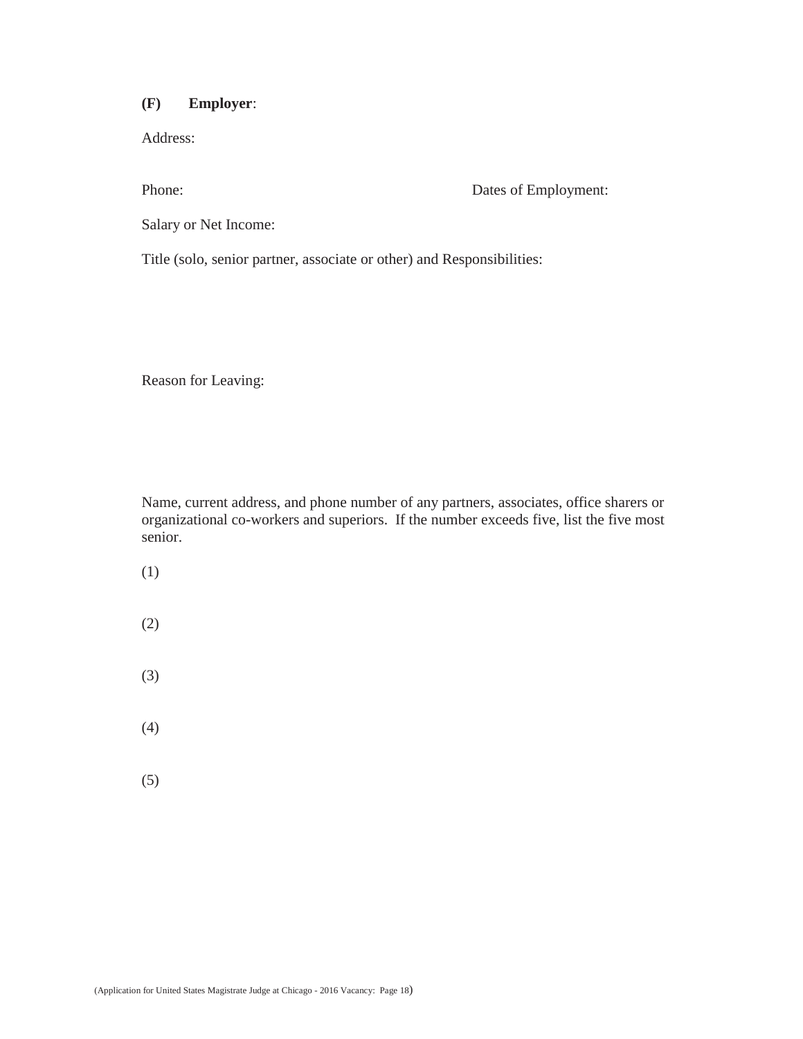**(F) Employer**:

Address:

Phone: Dates of Employment:

Salary or Net Income:

Title (solo, senior partner, associate or other) and Responsibilities:

Reason for Leaving:

Name, current address, and phone number of any partners, associates, office sharers or organizational co-workers and superiors. If the number exceeds five, list the five most senior.

(1)

(2)

(3)

(4)

(5)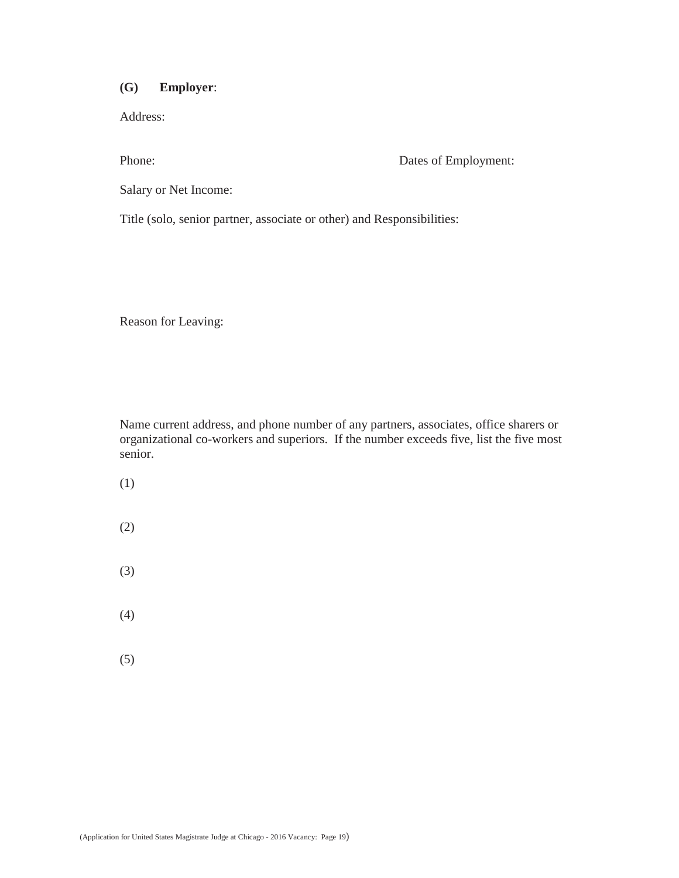**(G) Employer**:

Address:

Phone: Dates of Employment:

Salary or Net Income:

Title (solo, senior partner, associate or other) and Responsibilities:

Reason for Leaving:

Name current address, and phone number of any partners, associates, office sharers or organizational co-workers and superiors. If the number exceeds five, list the five most senior.

(1)

(2)

(3)

(4)

(5)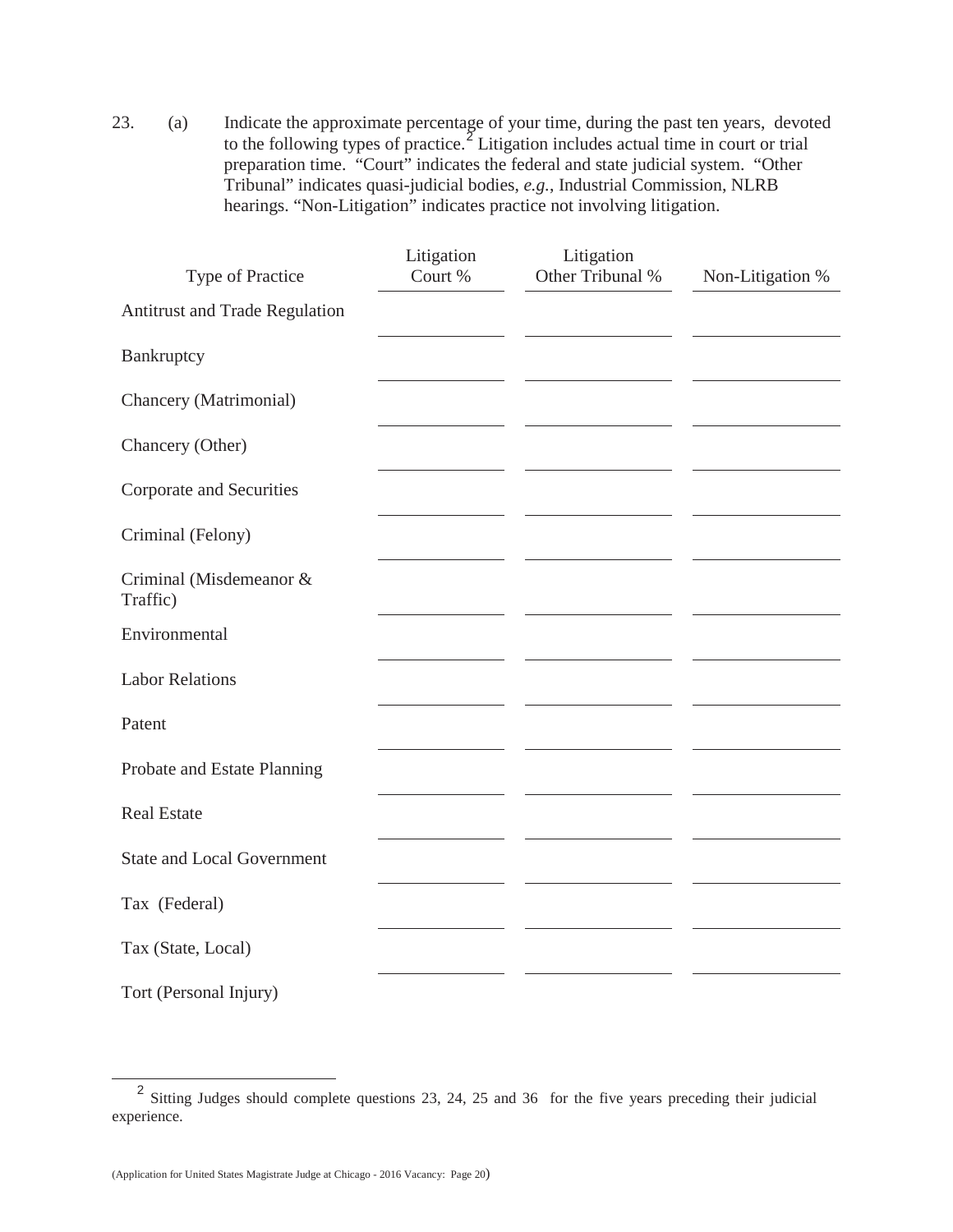23. (a) Indicate the approximate percentage of your time, during the past ten years, devoted to the following types of practice.[2] Litigation includes actual time in court or trial preparation time. "Court" indicates the federal and state judicial system. "Other Tribunal" indicates quasi-judicial bodies, *e.g.*, Industrial Commission, NLRB hearings. "Non-Litigation" indicates practice not involving litigation.

| Type of Practice | Litigation Court % | Litigation Other Tribunal % | Non-Litigation % |
|---|---|---|---|
| Antitrust and Trade Regulation | | | |
| Bankruptcy | | | |
| Chancery (Matrimonial) | | | |
| Chancery (Other) | | | |
| Corporate and Securities | | | |
| Criminal (Felony) | | | |
| Criminal (Misdemeanor & Traffic) | | | |
| Environmental | | | |
| Labor Relations | | | |
| Patent | | | |
| Probate and Estate Planning | | | |
| Real Estate | | | |
| State and Local Government | | | |
| Tax (Federal) | | | |
| Tax (State, Local) | | | |
| Tort (Personal Injury) | | | |

[2] Sitting Judges should complete questions 23, 24, 25 and 36 for the five years preceding their judicial experience.

(Application for United States Magistrate Judge at Chicago - 2016 Vacancy: Page 20)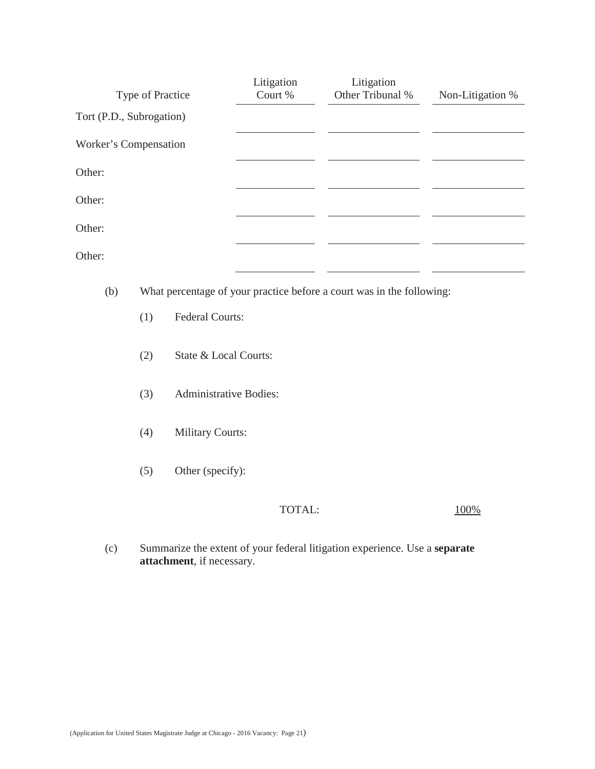| Type of Practice | Litigation Court % | Litigation Other Tribunal % | Non-Litigation % |
|---|---|---|---|
| Tort (P.D., Subrogation) | | | |
| Worker's Compensation | | | |
| Other: | | | |
| Other: | | | |
| Other: | | | |
| Other: | | | |

(b) What percentage of your practice before a court was in the following:

(1) Federal Courts:

(2) State & Local Courts:

(3) Administrative Bodies:

(4) Military Courts:

(5) Other (specify):

TOTAL: 100%

(c) Summarize the extent of your federal litigation experience. Use a **separate attachment**, if necessary.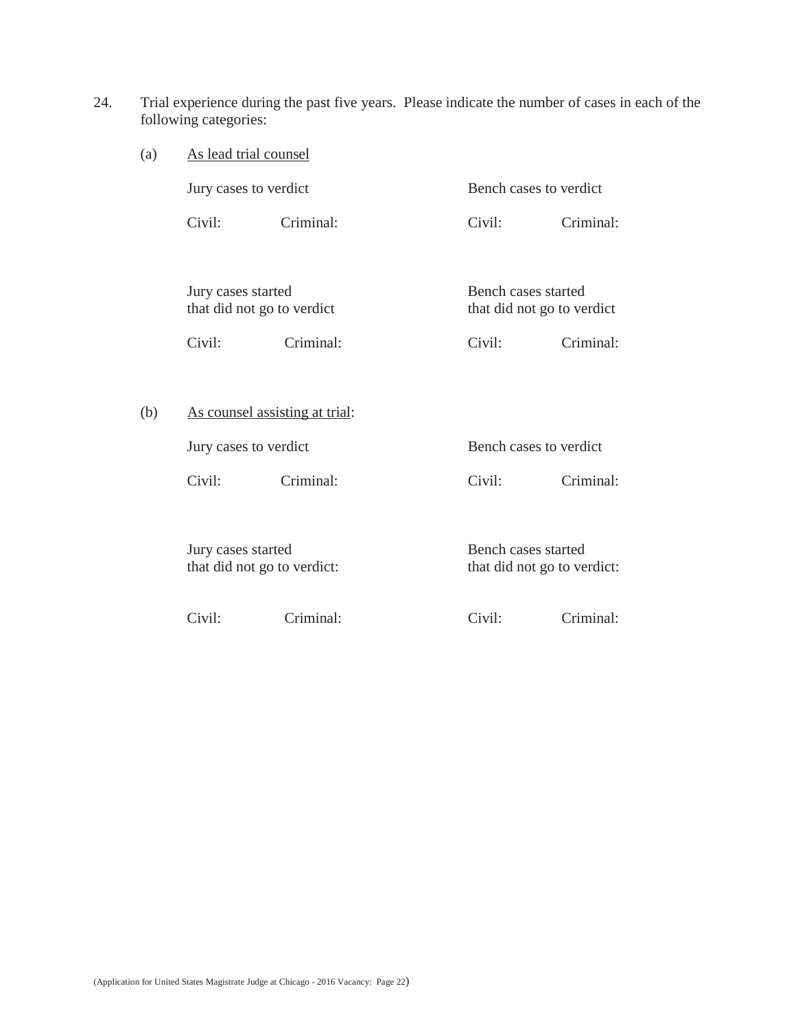24. Trial experience during the past five years. Please indicate the number of cases in each of the following categories:

(a) <u>As lead trial counsel</u>

Jury cases to verdict

Civil: Criminal:

Bench cases to verdict

Civil: Criminal:

Jury cases started that did not go to verdict

Civil: Criminal:

Bench cases started that did not go to verdict

Civil: Criminal:

(b) <u>As counsel assisting at trial</u>:

Jury cases to verdict

Civil: Criminal:

Bench cases to verdict

Civil: Criminal:

Jury cases started that did not go to verdict:

Civil: Criminal:

Bench cases started that did not go to verdict:

Civil: Criminal: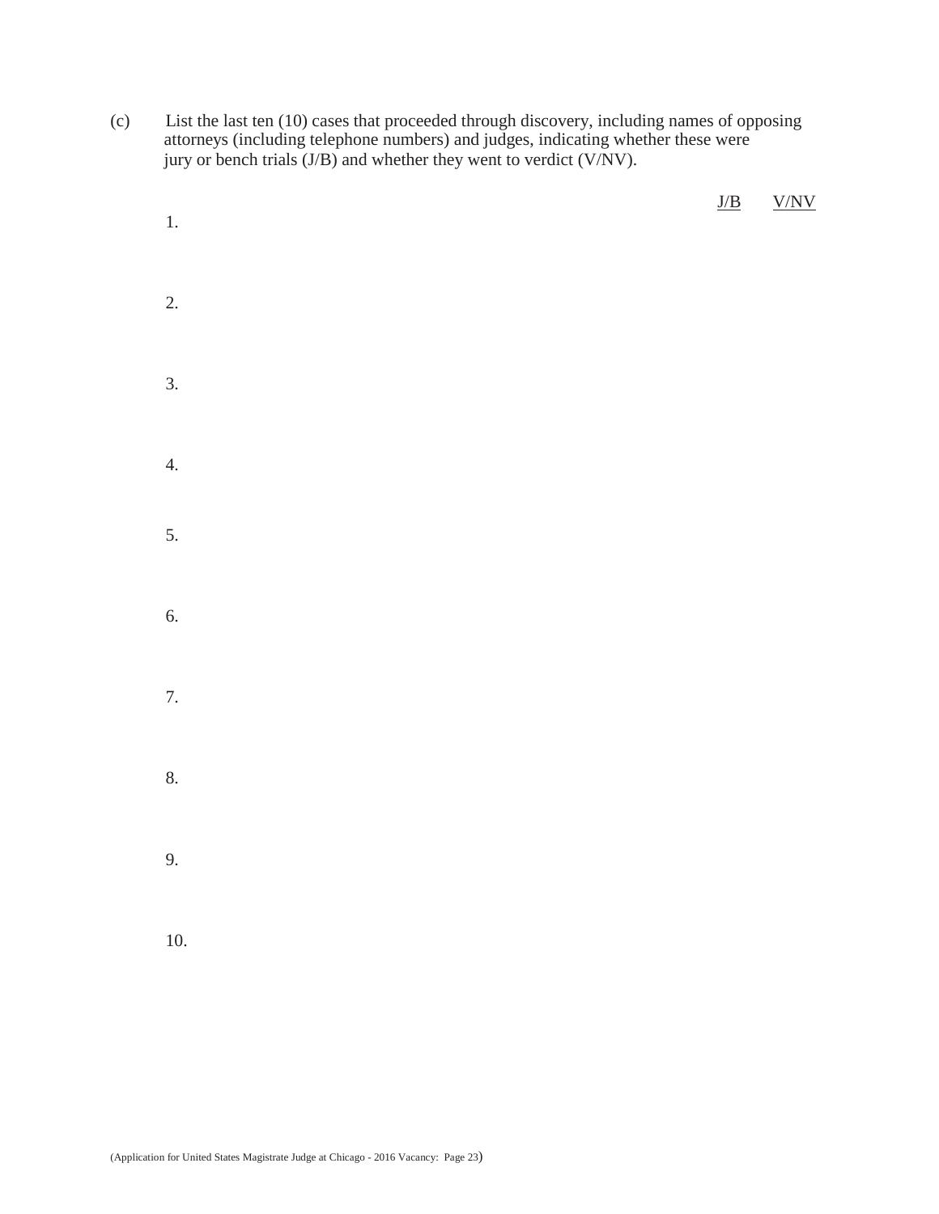(c) List the last ten (10) cases that proceeded through discovery, including names of opposing attorneys (including telephone numbers) and judges, indicating whether these were jury or bench trials (J/B) and whether they went to verdict (V/NV).

| | | J/B | V/NV |
|---|---|---|---|
| 1. | | | |
| 2. | | | |
| 3. | | | |
| 4. | | | |
| 5. | | | |
| 6. | | | |
| 7. | | | |
| 8. | | | |
| 9. | | | |
| 10. | | | |

(Application for United States Magistrate Judge at Chicago - 2016 Vacancy: Page 23)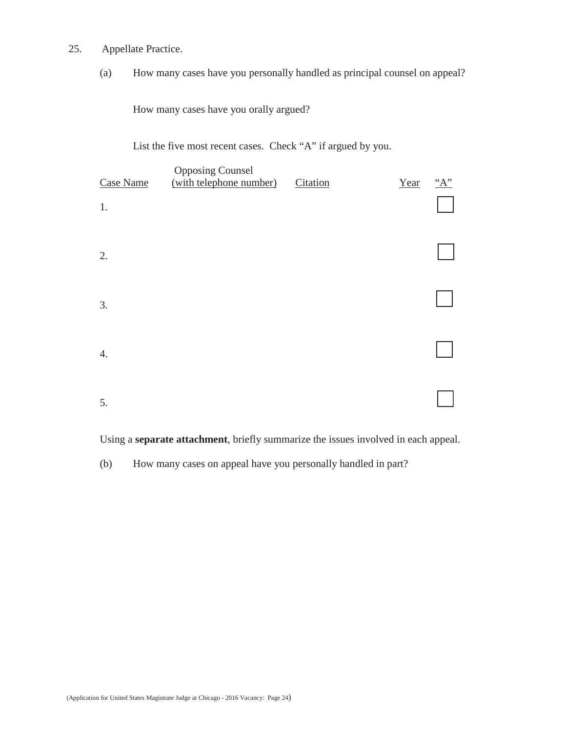25. Appellate Practice.

(a) How many cases have you personally handled as principal counsel on appeal?

How many cases have you orally argued?

List the five most recent cases. Check "A" if argued by you.

| Case Name | Opposing Counsel (with telephone number) | Citation | Year | "A" |
|---|---|---|---|---|
| 1. | | | | ☐ |
| 2. | | | | ☐ |
| 3. | | | | ☐ |
| 4. | | | | ☐ |
| 5. | | | | ☐ |

Using a **separate attachment**, briefly summarize the issues involved in each appeal.

(b) How many cases on appeal have you personally handled in part?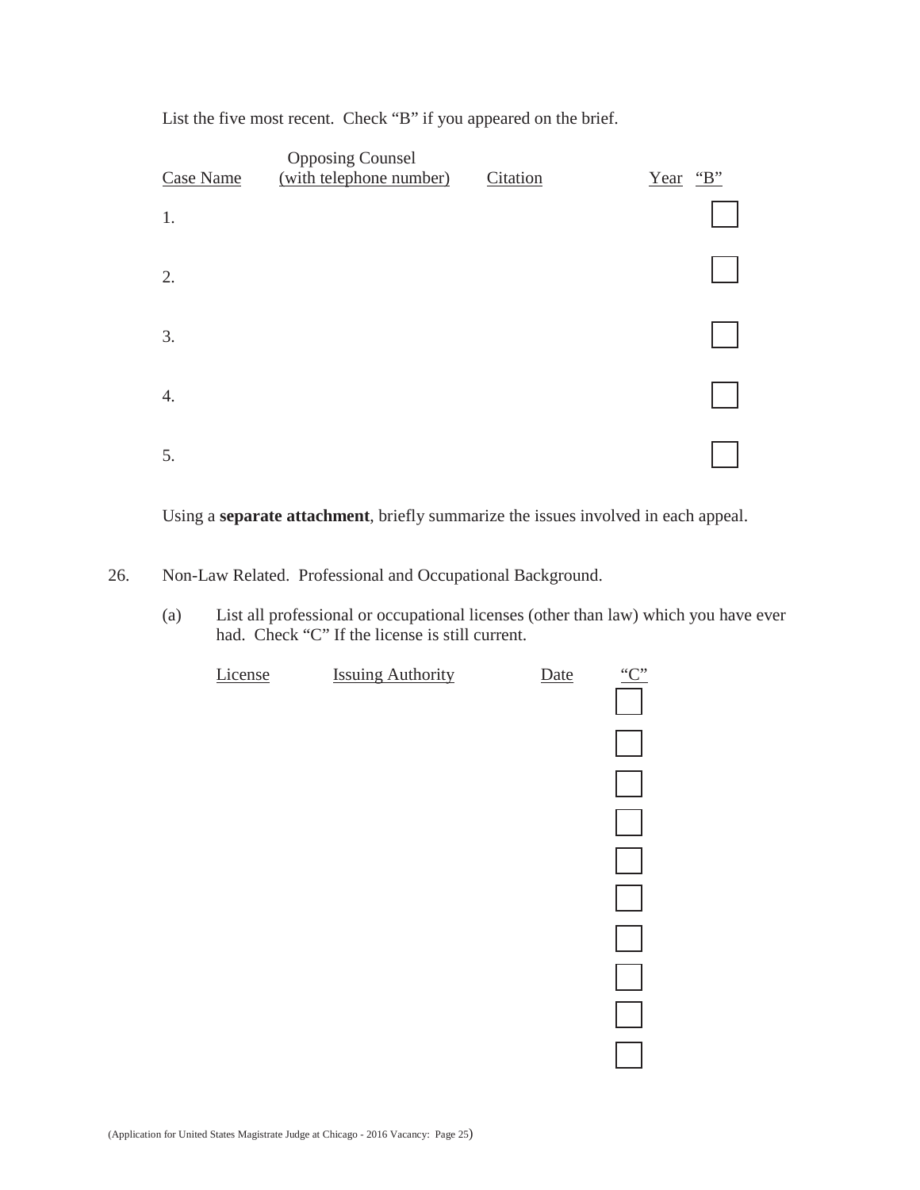List the five most recent. Check "B" if you appeared on the brief.

| Case Name | Opposing Counsel (with telephone number) | Citation | Year | "B" |
|---|---|---|---|---|
| 1. | | | | ☐ |
| 2. | | | | ☐ |
| 3. | | | | ☐ |
| 4. | | | | ☐ |
| 5. | | | | ☐ |

Using a **separate attachment**, briefly summarize the issues involved in each appeal.

26. Non-Law Related. Professional and Occupational Background.

(a) List all professional or occupational licenses (other than law) which you have ever had. Check "C" If the license is still current.

| License | Issuing Authority | Date | "C" |
|---|---|---|---|
| | | | ☐ |
| | | | ☐ |
| | | | ☐ |
| | | | ☐ |
| | | | ☐ |
| | | | ☐ |
| | | | ☐ |
| | | | ☐ |
| | | | ☐ |
| | | | ☐ |

(Application for United States Magistrate Judge at Chicago - 2016 Vacancy: Page 25)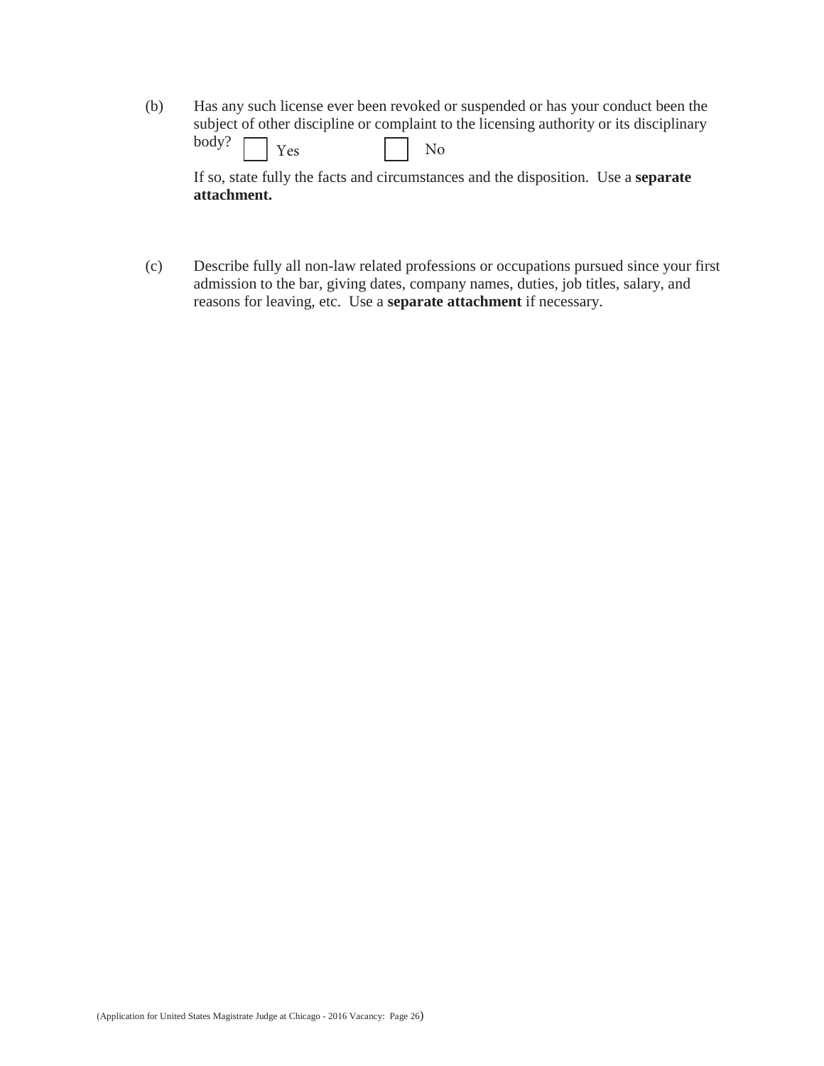(b) Has any such license ever been revoked or suspended or has your conduct been the subject of other discipline or complaint to the licensing authority or its disciplinary body? ☐ Yes ☐ No

If so, state fully the facts and circumstances and the disposition. Use a **separate attachment.**

(c) Describe fully all non-law related professions or occupations pursued since your first admission to the bar, giving dates, company names, duties, job titles, salary, and reasons for leaving, etc. Use a **separate attachment** if necessary.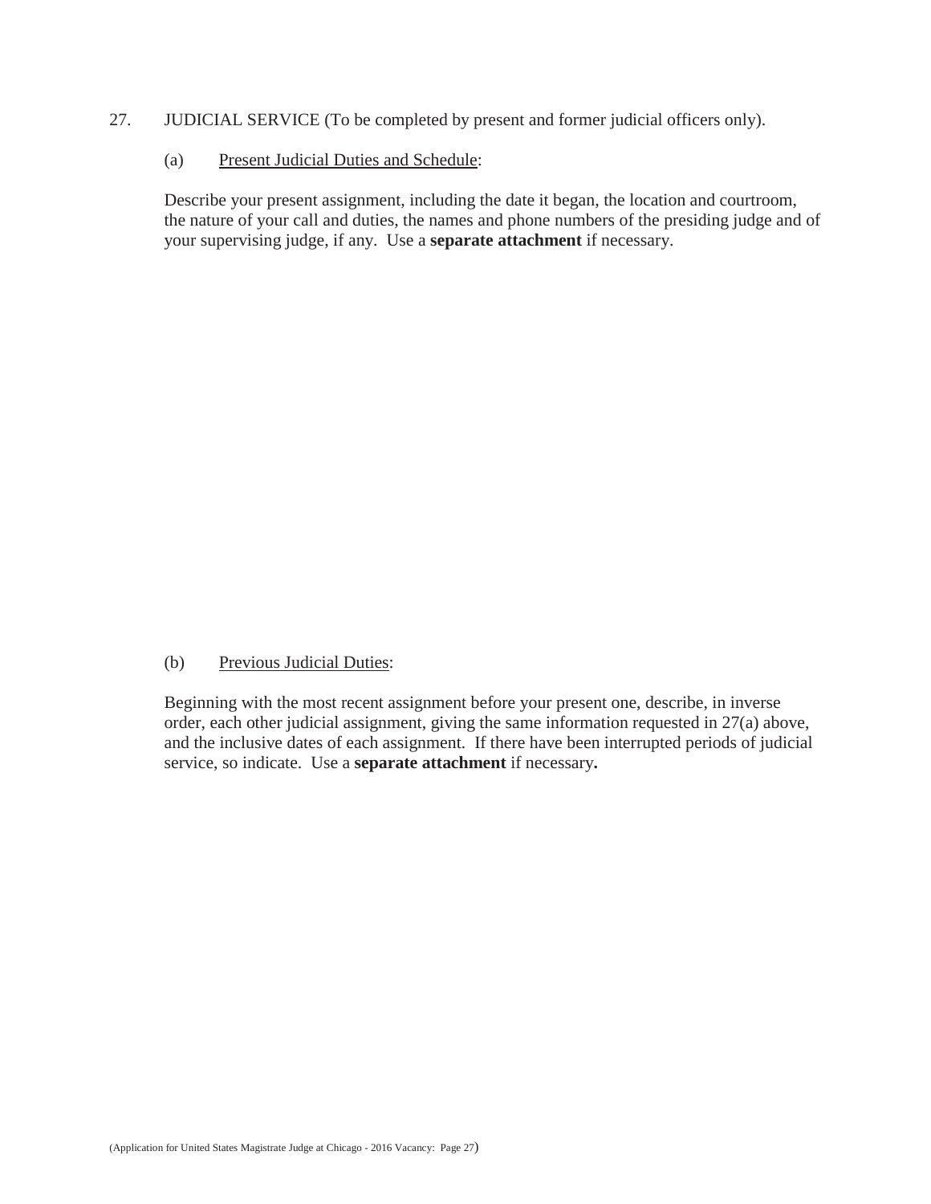27. JUDICIAL SERVICE (To be completed by present and former judicial officers only).

(a) Present Judicial Duties and Schedule:

Describe your present assignment, including the date it began, the location and courtroom, the nature of your call and duties, the names and phone numbers of the presiding judge and of your supervising judge, if any. Use a **separate attachment** if necessary.

(b) Previous Judicial Duties:

Beginning with the most recent assignment before your present one, describe, in inverse order, each other judicial assignment, giving the same information requested in 27(a) above, and the inclusive dates of each assignment. If there have been interrupted periods of judicial service, so indicate. Use a **separate attachment** if necessary**.**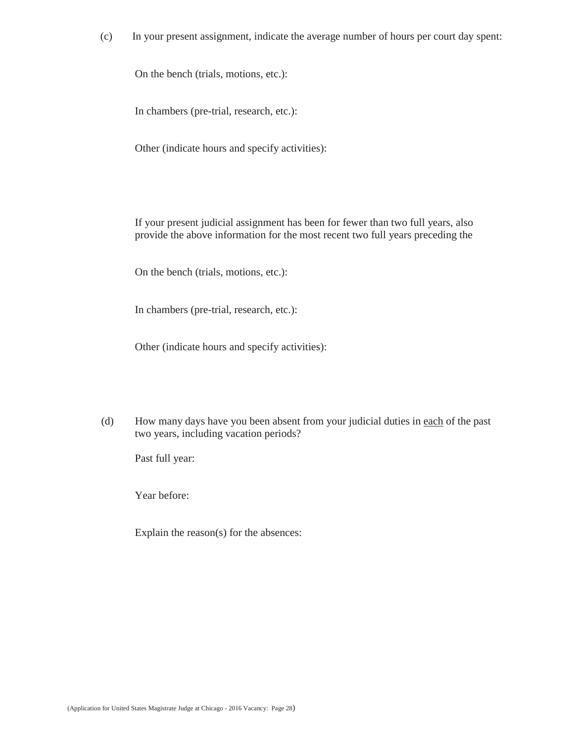(c) In your present assignment, indicate the average number of hours per court day spent:

On the bench (trials, motions, etc.):

In chambers (pre-trial, research, etc.):

Other (indicate hours and specify activities):

If your present judicial assignment has been for fewer than two full years, also provide the above information for the most recent two full years preceding the

On the bench (trials, motions, etc.):

In chambers (pre-trial, research, etc.):

Other (indicate hours and specify activities):

(d) How many days have you been absent from your judicial duties in <u>each</u> of the past two years, including vacation periods?

Past full year:

Year before:

Explain the reason(s) for the absences: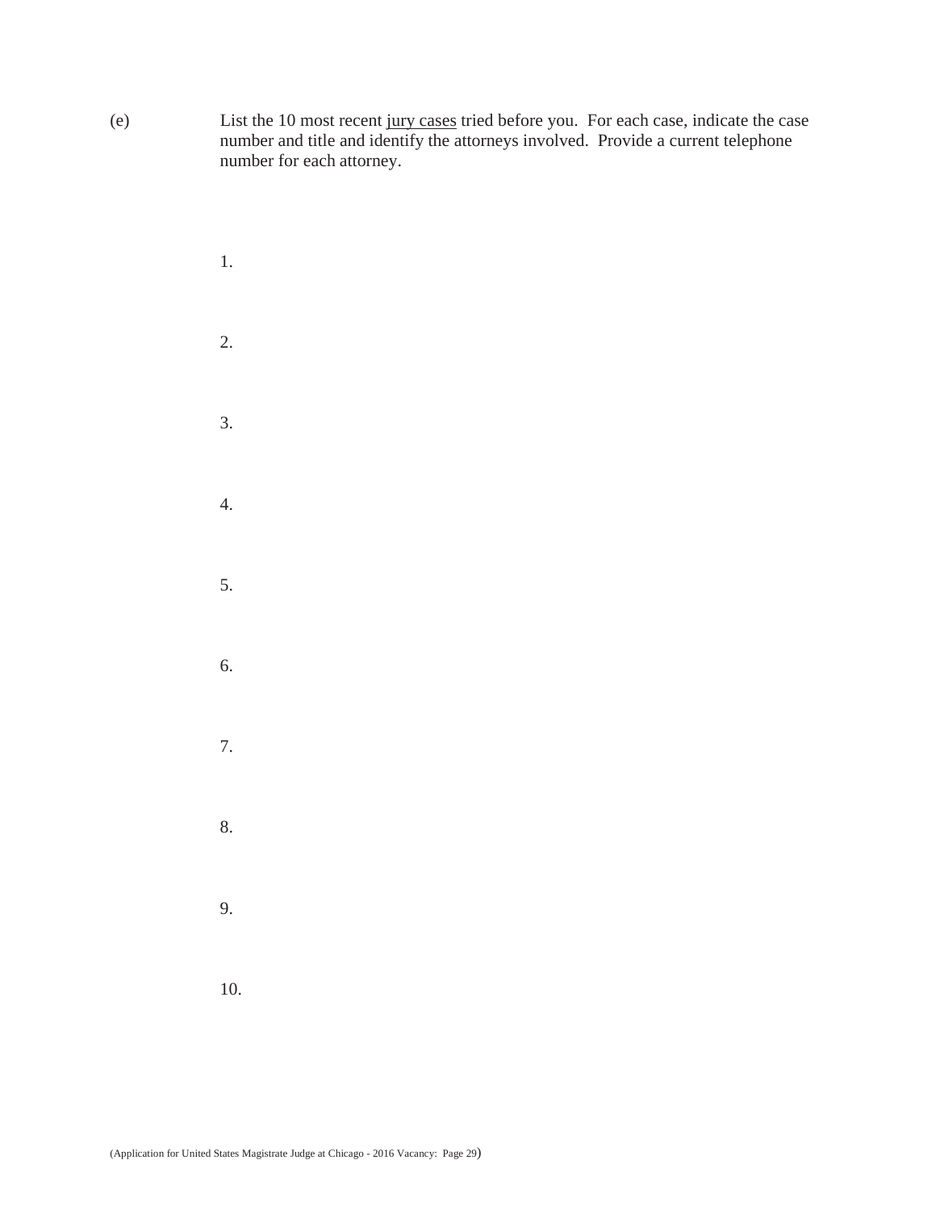(e) List the 10 most recent <u>jury cases</u> tried before you. For each case, indicate the case number and title and identify the attorneys involved. Provide a current telephone number for each attorney.

1.

2.

3.

4.

5.

6.

7.

8.

9.

10.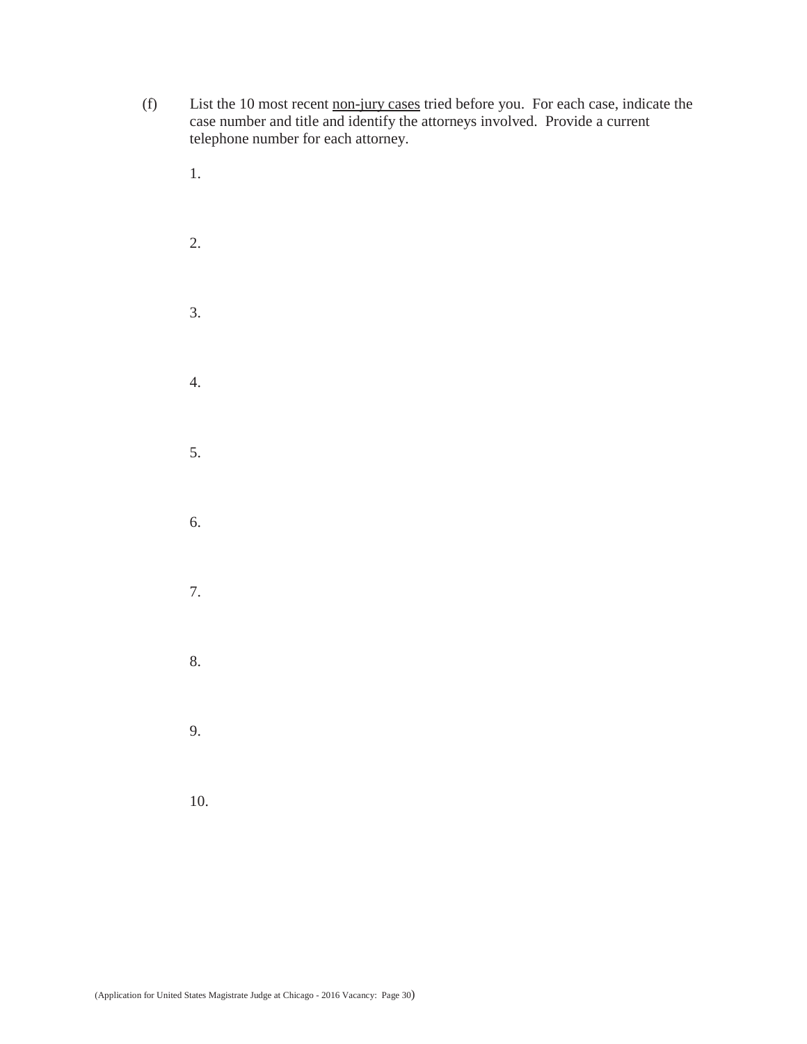(f) List the 10 most recent <u>non-jury cases</u> tried before you. For each case, indicate the case number and title and identify the attorneys involved. Provide a current telephone number for each attorney.

1.

2.

3.

4.

5.

6.

7.

8.

9.

10.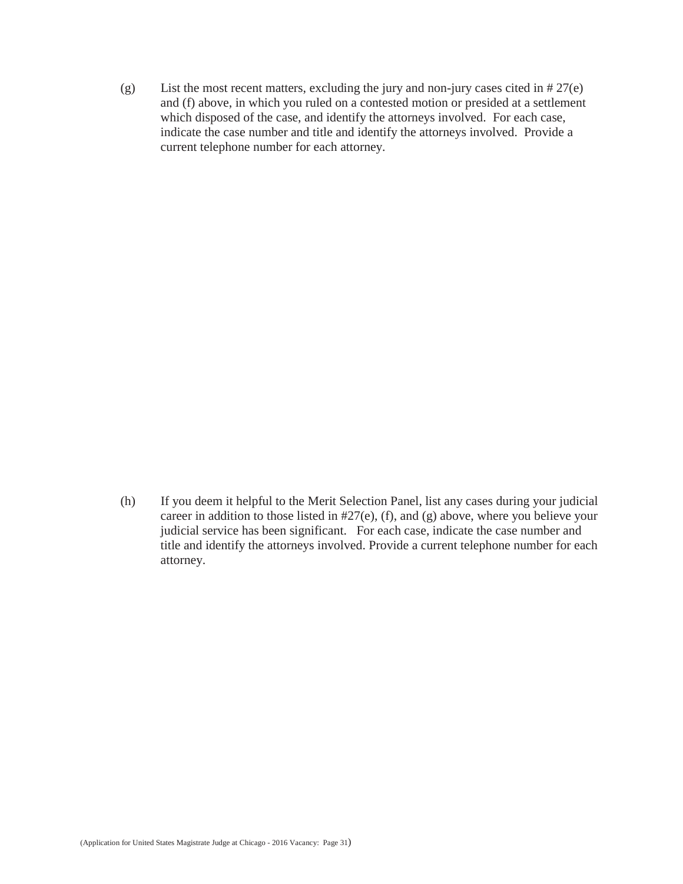(g) List the most recent matters, excluding the jury and non-jury cases cited in # 27(e) and (f) above, in which you ruled on a contested motion or presided at a settlement which disposed of the case, and identify the attorneys involved. For each case, indicate the case number and title and identify the attorneys involved. Provide a current telephone number for each attorney.

(h) If you deem it helpful to the Merit Selection Panel, list any cases during your judicial career in addition to those listed in #27(e), (f), and (g) above, where you believe your judicial service has been significant. For each case, indicate the case number and title and identify the attorneys involved. Provide a current telephone number for each attorney.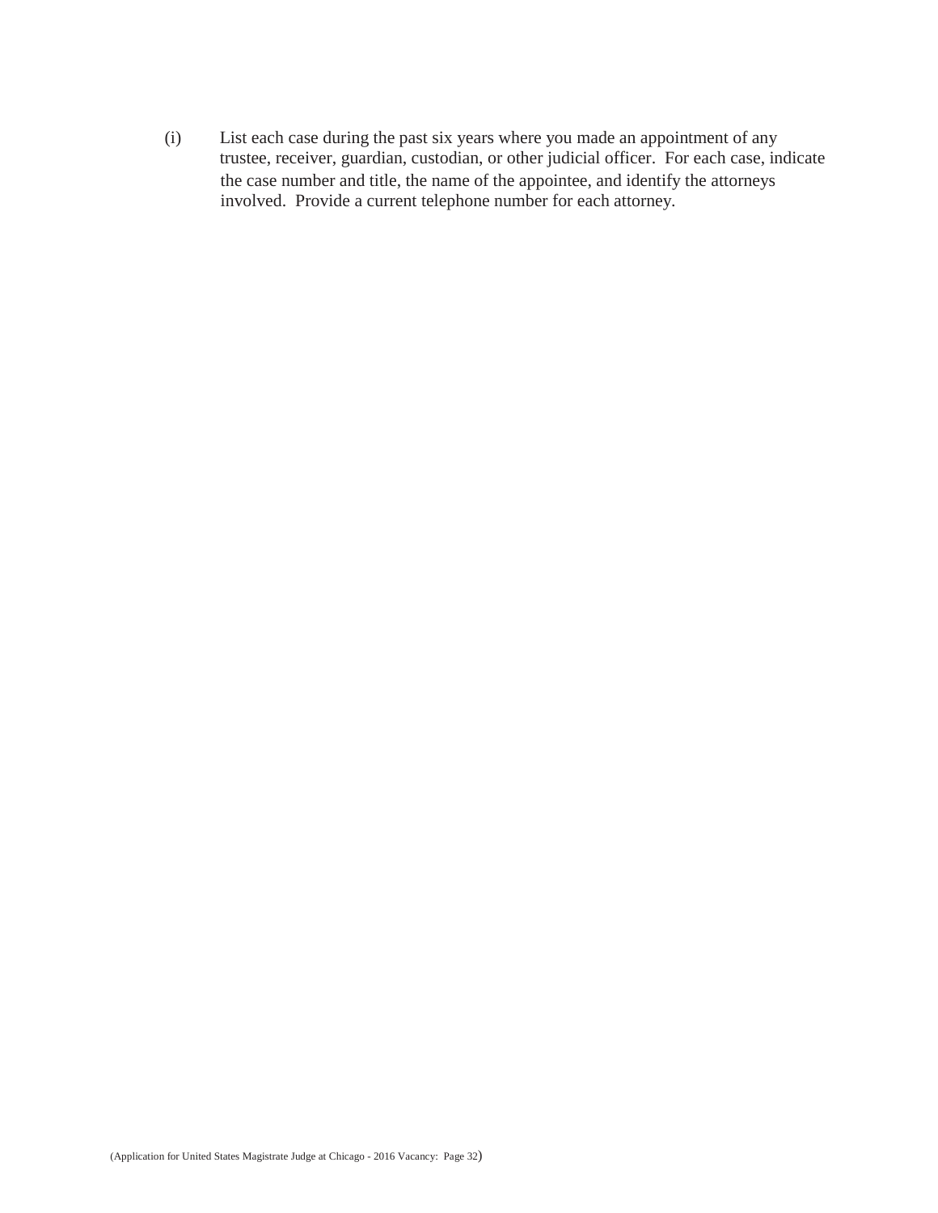(i) List each case during the past six years where you made an appointment of any trustee, receiver, guardian, custodian, or other judicial officer. For each case, indicate the case number and title, the name of the appointee, and identify the attorneys involved. Provide a current telephone number for each attorney.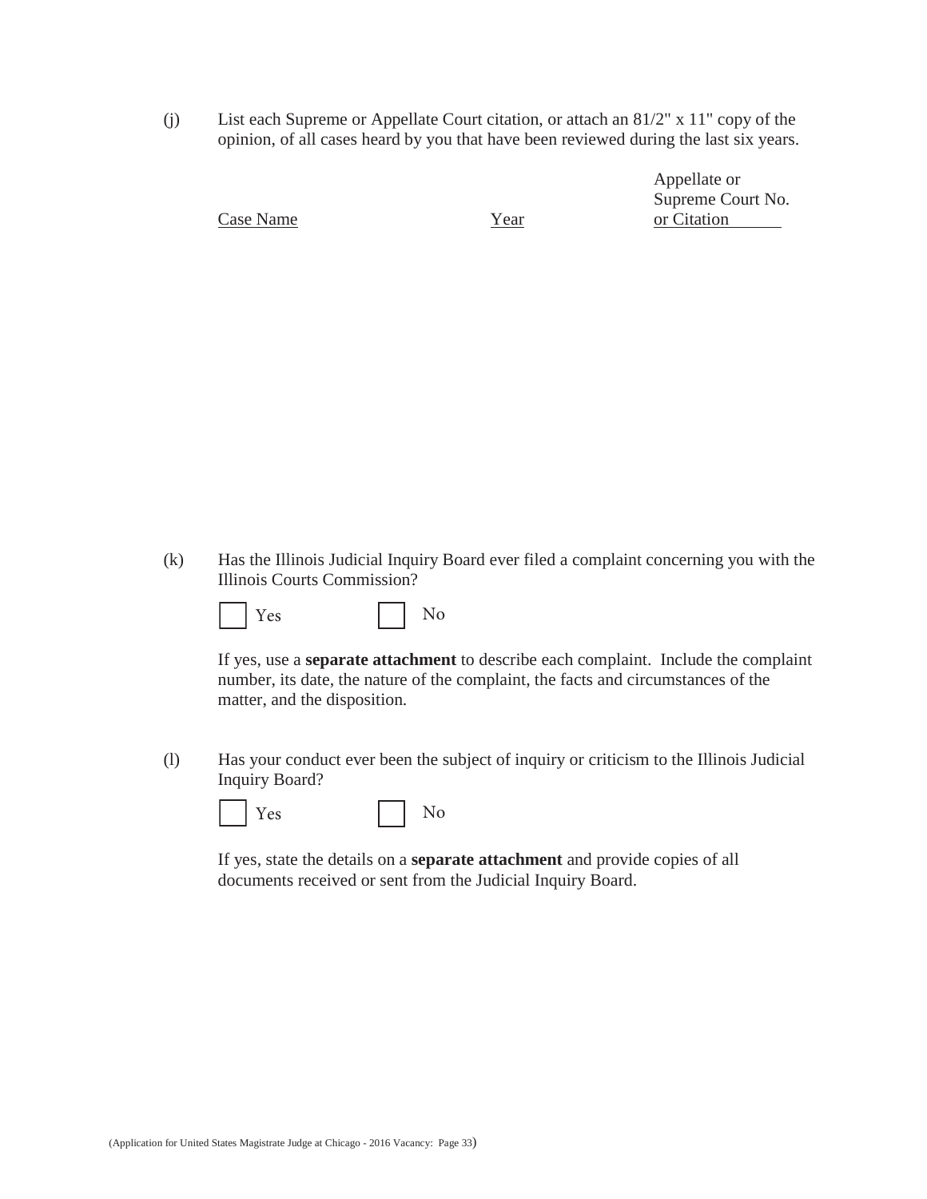(j) List each Supreme or Appellate Court citation, or attach an 81/2" x 11" copy of the opinion, of all cases heard by you that have been reviewed during the last six years.

| Case Name | Year | Appellate or Supreme Court No. or Citation |
| --- | --- | --- |
| | | |

(k) Has the Illinois Judicial Inquiry Board ever filed a complaint concerning you with the Illinois Courts Commission?

☐ Yes ☐ No

If yes, use a **separate attachment** to describe each complaint. Include the complaint number, its date, the nature of the complaint, the facts and circumstances of the matter, and the disposition.

(l) Has your conduct ever been the subject of inquiry or criticism to the Illinois Judicial Inquiry Board?

☐ Yes ☐ No

If yes, state the details on a **separate attachment** and provide copies of all documents received or sent from the Judicial Inquiry Board.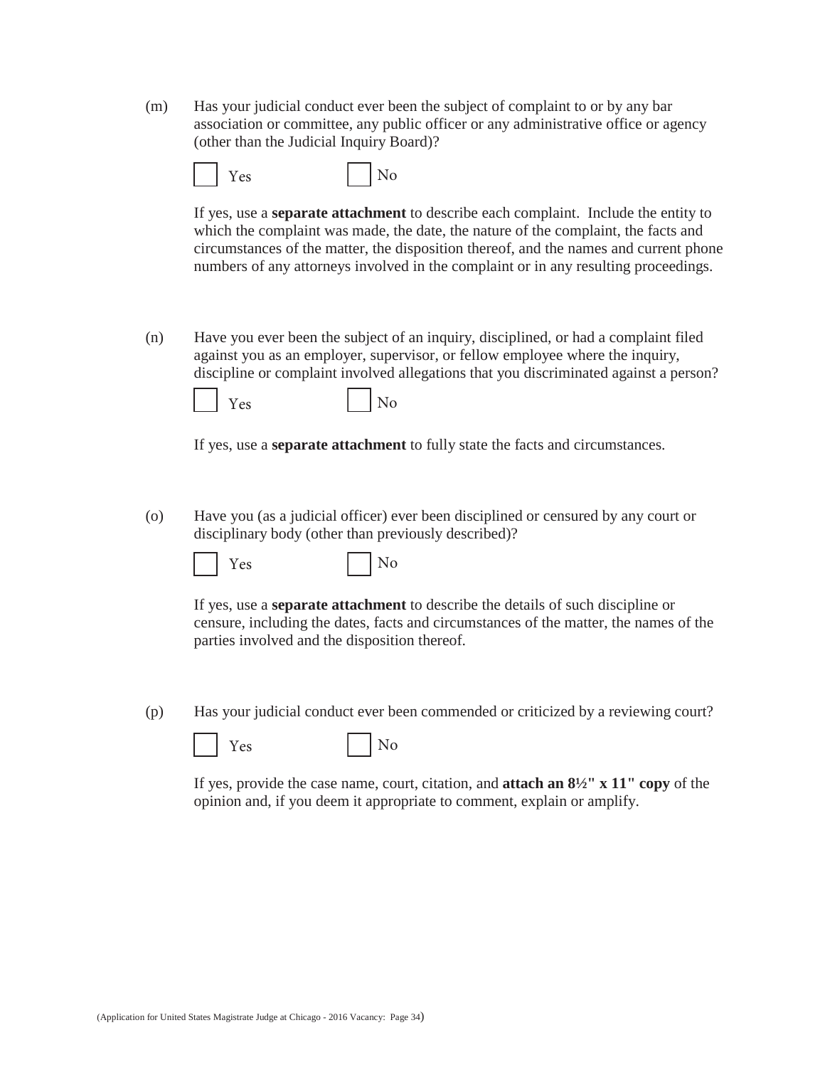(m) Has your judicial conduct ever been the subject of complaint to or by any bar association or committee, any public officer or any administrative office or agency (other than the Judicial Inquiry Board)?

☐ Yes ☐ No

If yes, use a **separate attachment** to describe each complaint. Include the entity to which the complaint was made, the date, the nature of the complaint, the facts and circumstances of the matter, the disposition thereof, and the names and current phone numbers of any attorneys involved in the complaint or in any resulting proceedings.

(n) Have you ever been the subject of an inquiry, disciplined, or had a complaint filed against you as an employer, supervisor, or fellow employee where the inquiry, discipline or complaint involved allegations that you discriminated against a person?

☐ Yes ☐ No

If yes, use a **separate attachment** to fully state the facts and circumstances.

(o) Have you (as a judicial officer) ever been disciplined or censured by any court or disciplinary body (other than previously described)?

☐ Yes ☐ No

If yes, use a **separate attachment** to describe the details of such discipline or censure, including the dates, facts and circumstances of the matter, the names of the parties involved and the disposition thereof.

(p) Has your judicial conduct ever been commended or criticized by a reviewing court?

☐ Yes ☐ No

If yes, provide the case name, court, citation, and **attach an 8½" x 11" copy** of the opinion and, if you deem it appropriate to comment, explain or amplify.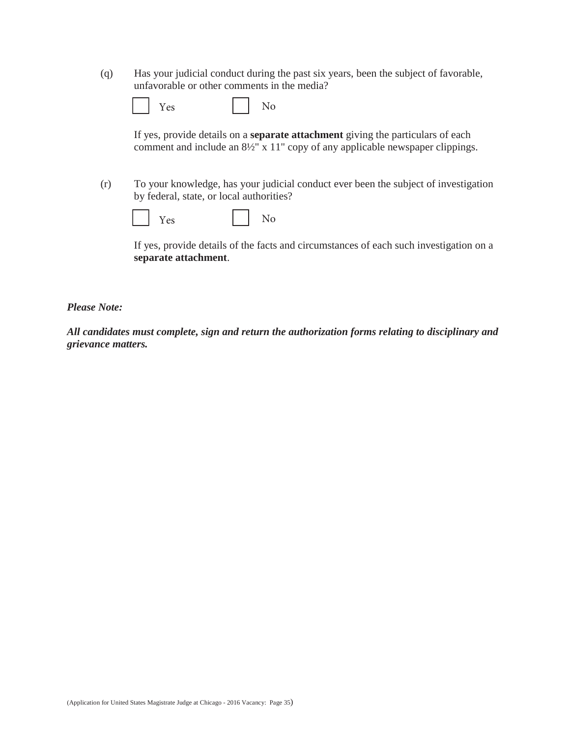(q) Has your judicial conduct during the past six years, been the subject of favorable, unfavorable or other comments in the media?

☐ Yes ☐ No

If yes, provide details on a **separate attachment** giving the particulars of each comment and include an 8½" x 11" copy of any applicable newspaper clippings.

(r) To your knowledge, has your judicial conduct ever been the subject of investigation by federal, state, or local authorities?

☐ Yes ☐ No

If yes, provide details of the facts and circumstances of each such investigation on a **separate attachment**.

***Please Note:***

***All candidates must complete, sign and return the authorization forms relating to disciplinary and grievance matters.***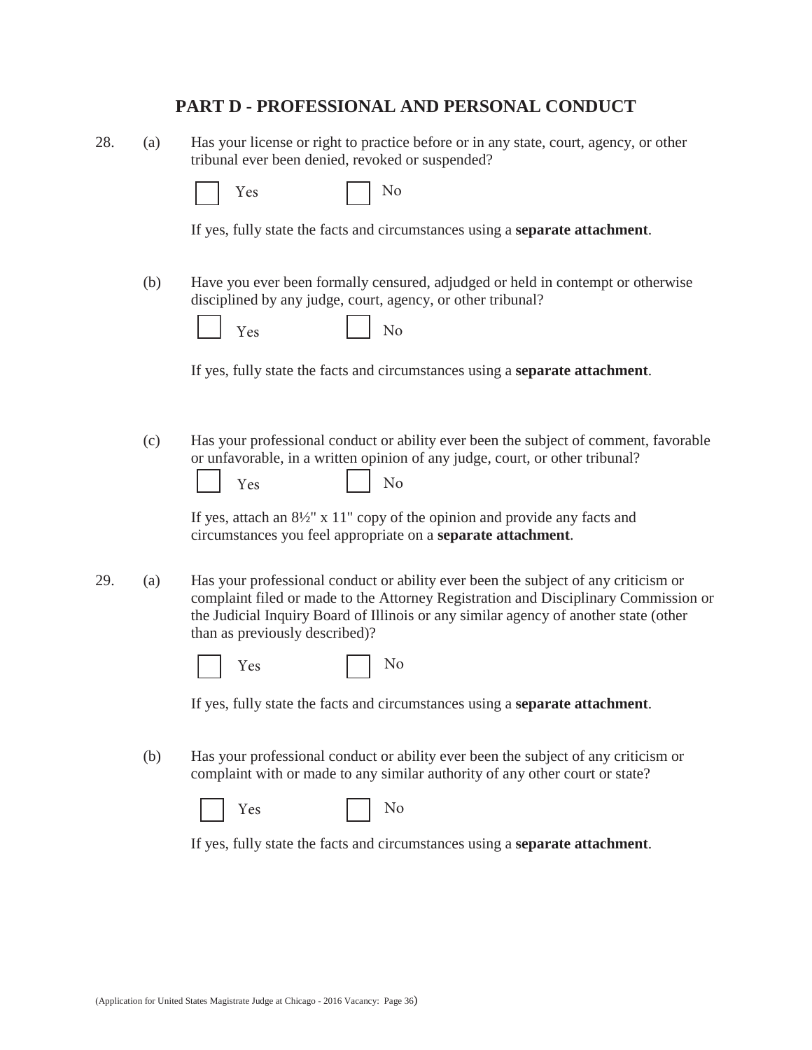## PART D - PROFESSIONAL AND PERSONAL CONDUCT

28. (a) Has your license or right to practice before or in any state, court, agency, or other tribunal ever been denied, revoked or suspended?

☐ Yes ☐ No

If yes, fully state the facts and circumstances using a **separate attachment**.

(b) Have you ever been formally censured, adjudged or held in contempt or otherwise disciplined by any judge, court, agency, or other tribunal?

☐ Yes ☐ No

If yes, fully state the facts and circumstances using a **separate attachment**.

(c) Has your professional conduct or ability ever been the subject of comment, favorable or unfavorable, in a written opinion of any judge, court, or other tribunal?

☐ Yes ☐ No

If yes, attach an 8½" x 11" copy of the opinion and provide any facts and circumstances you feel appropriate on a **separate attachment**.

29. (a) Has your professional conduct or ability ever been the subject of any criticism or complaint filed or made to the Attorney Registration and Disciplinary Commission or the Judicial Inquiry Board of Illinois or any similar agency of another state (other than as previously described)?

☐ Yes ☐ No

If yes, fully state the facts and circumstances using a **separate attachment**.

(b) Has your professional conduct or ability ever been the subject of any criticism or complaint with or made to any similar authority of any other court or state?

☐ Yes ☐ No

If yes, fully state the facts and circumstances using a **separate attachment**.

(Application for United States Magistrate Judge at Chicago - 2016 Vacancy: Page 36)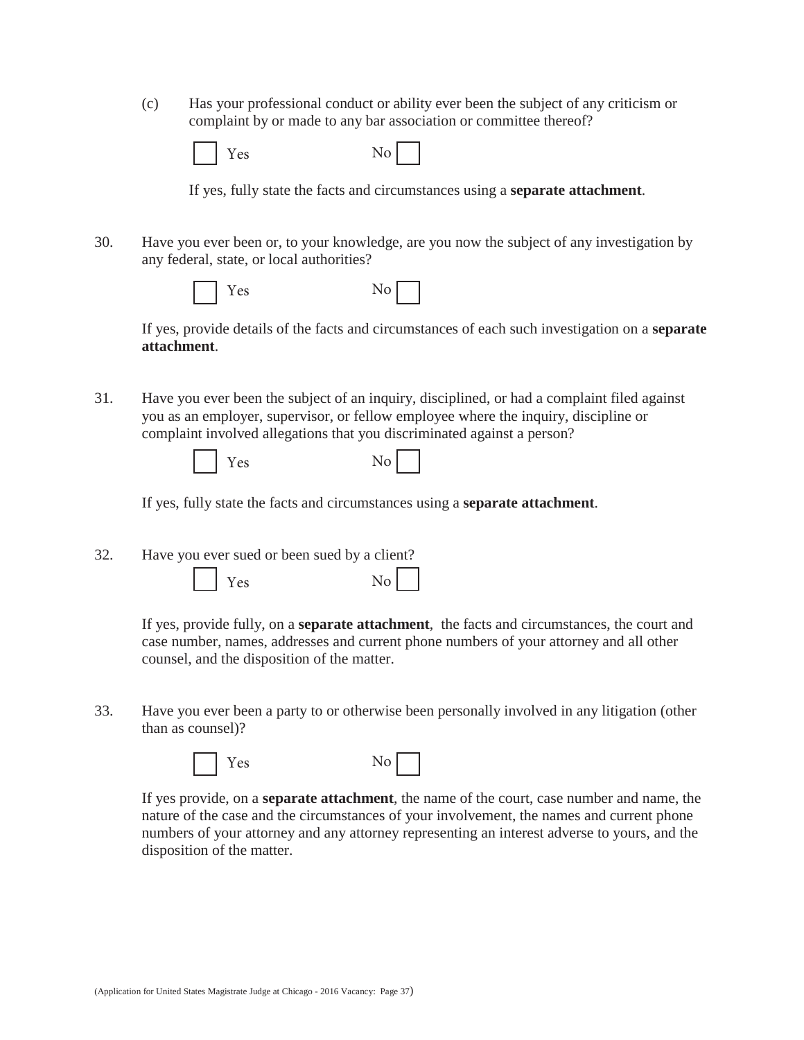(c) Has your professional conduct or ability ever been the subject of any criticism or complaint by or made to any bar association or committee thereof?

☐ Yes ☐ No

If yes, fully state the facts and circumstances using a **separate attachment**.

30. Have you ever been or, to your knowledge, are you now the subject of any investigation by any federal, state, or local authorities?

☐ Yes ☐ No

If yes, provide details of the facts and circumstances of each such investigation on a **separate attachment**.

31. Have you ever been the subject of an inquiry, disciplined, or had a complaint filed against you as an employer, supervisor, or fellow employee where the inquiry, discipline or complaint involved allegations that you discriminated against a person?

☐ Yes ☐ No

If yes, fully state the facts and circumstances using a **separate attachment**.

32. Have you ever sued or been sued by a client?

☐ Yes ☐ No

If yes, provide fully, on a **separate attachment**, the facts and circumstances, the court and case number, names, addresses and current phone numbers of your attorney and all other counsel, and the disposition of the matter.

33. Have you ever been a party to or otherwise been personally involved in any litigation (other than as counsel)?

☐ Yes ☐ No

If yes provide, on a **separate attachment**, the name of the court, case number and name, the nature of the case and the circumstances of your involvement, the names and current phone numbers of your attorney and any attorney representing an interest adverse to yours, and the disposition of the matter.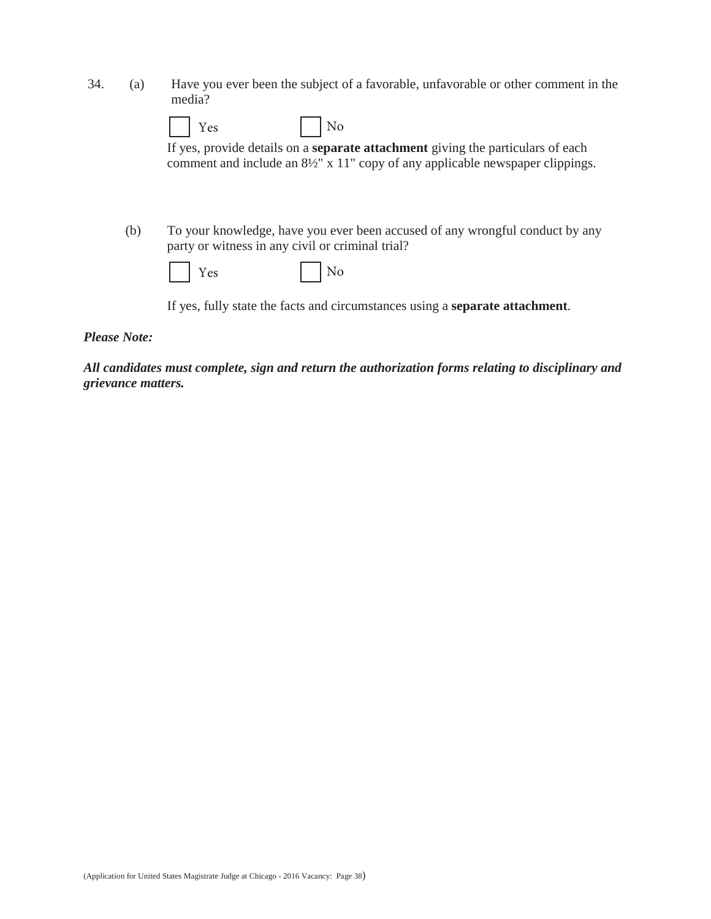34. (a) Have you ever been the subject of a favorable, unfavorable or other comment in the media?

☐ Yes ☐ No

If yes, provide details on a **separate attachment** giving the particulars of each comment and include an 8½" x 11" copy of any applicable newspaper clippings.

(b) To your knowledge, have you ever been accused of any wrongful conduct by any party or witness in any civil or criminal trial?

☐ Yes ☐ No

If yes, fully state the facts and circumstances using a **separate attachment**.

***Please Note:***

***All candidates must complete, sign and return the authorization forms relating to disciplinary and grievance matters.***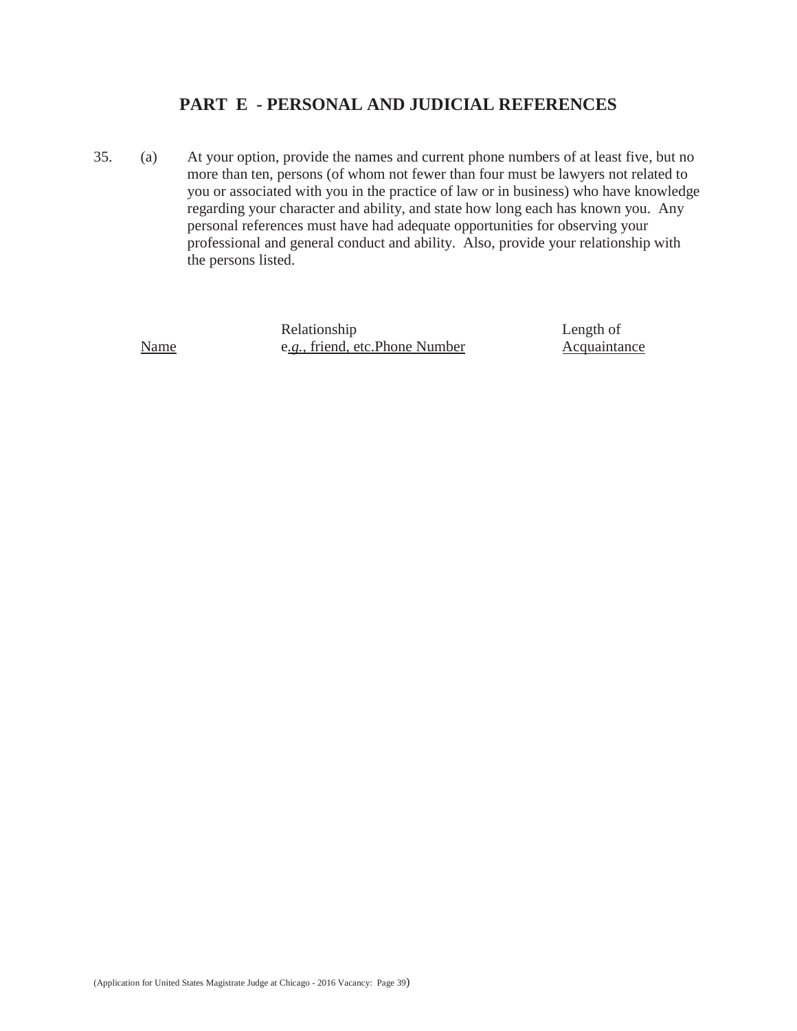## PART E - PERSONAL AND JUDICIAL REFERENCES

35. (a) At your option, provide the names and current phone numbers of at least five, but no more than ten, persons (of whom not fewer than four must be lawyers not related to you or associated with you in the practice of law or in business) who have knowledge regarding your character and ability, and state how long each has known you. Any personal references must have had adequate opportunities for observing your professional and general conduct and ability. Also, provide your relationship with the persons listed.

| Name | Relationship e.g., friend, etc. | Phone Number | Length of Acquaintance |
|---|---|---|---|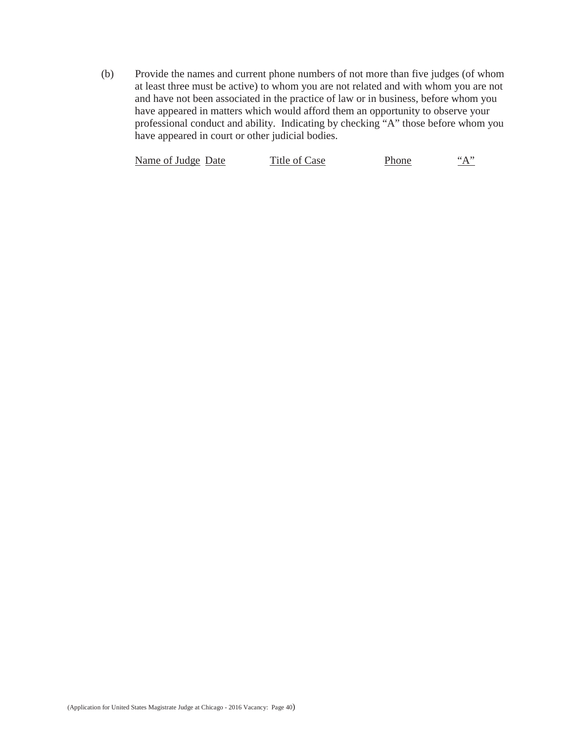(b) Provide the names and current phone numbers of not more than five judges (of whom at least three must be active) to whom you are not related and with whom you are not and have not been associated in the practice of law or in business, before whom you have appeared in matters which would afford them an opportunity to observe your professional conduct and ability. Indicating by checking "A" those before whom you have appeared in court or other judicial bodies.

| Name of Judge | Date | Title of Case | Phone | "A" |
|---|---|---|---|---|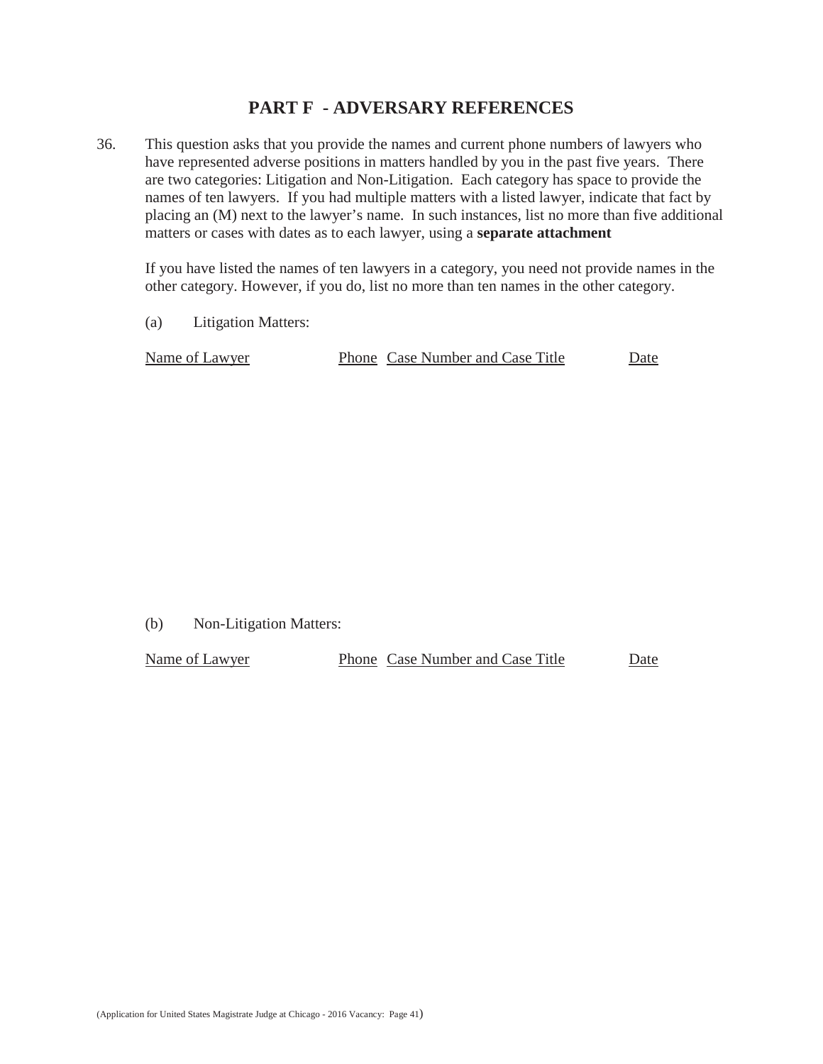## PART F - ADVERSARY REFERENCES

36. This question asks that you provide the names and current phone numbers of lawyers who have represented adverse positions in matters handled by you in the past five years. There are two categories: Litigation and Non-Litigation. Each category has space to provide the names of ten lawyers. If you had multiple matters with a listed lawyer, indicate that fact by placing an (M) next to the lawyer's name. In such instances, list no more than five additional matters or cases with dates as to each lawyer, using a **separate attachment**

    If you have listed the names of ten lawyers in a category, you need not provide names in the other category. However, if you do, list no more than ten names in the other category.

    (a) Litigation Matters:

| Name of Lawyer | Phone | Case Number and Case Title | Date |
|---|---|---|---|

    (b) Non-Litigation Matters:

| Name of Lawyer | Phone | Case Number and Case Title | Date |
|---|---|---|---|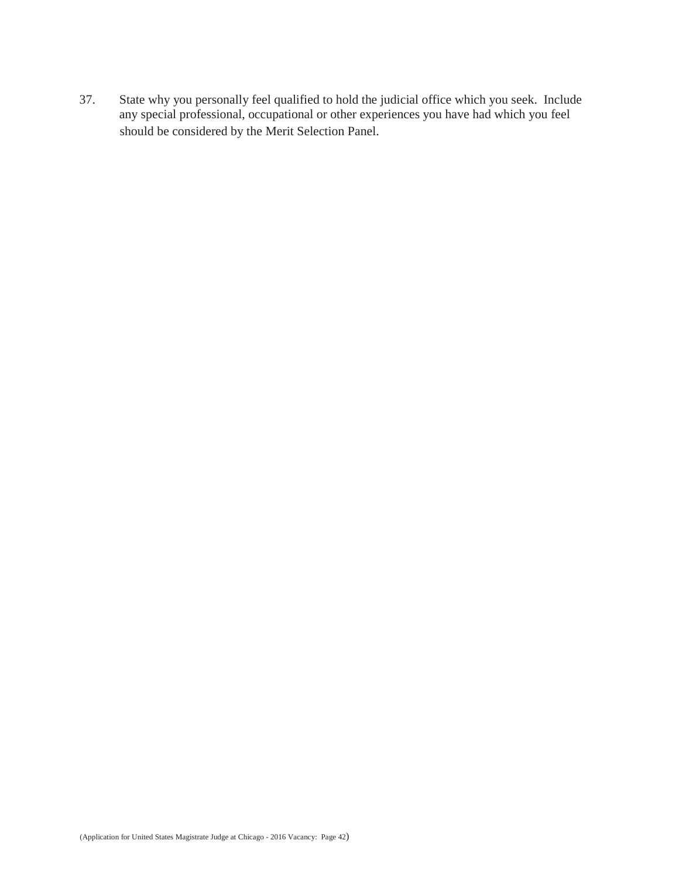37. State why you personally feel qualified to hold the judicial office which you seek. Include any special professional, occupational or other experiences you have had which you feel should be considered by the Merit Selection Panel.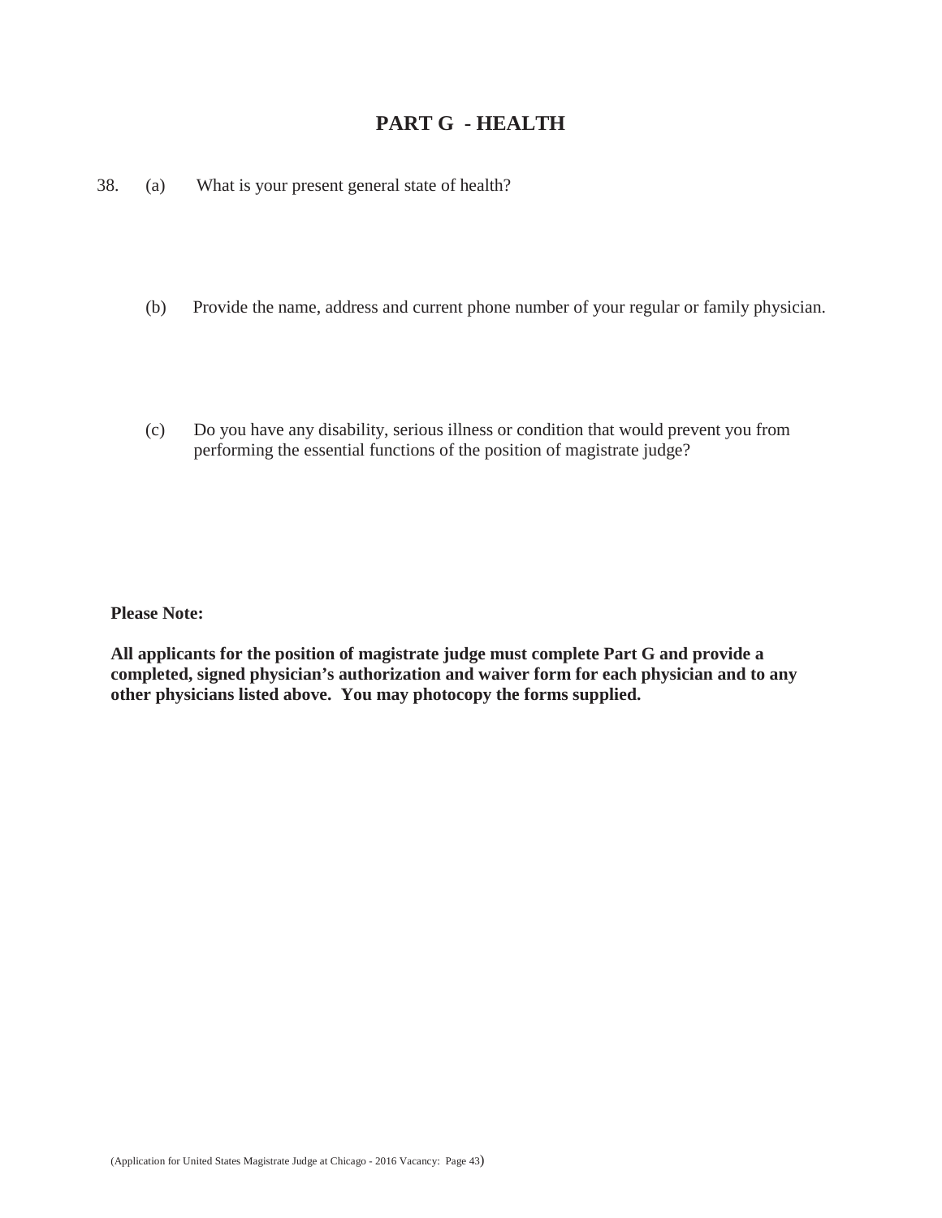# PART G - HEALTH

38. (a) What is your present general state of health?

(b) Provide the name, address and current phone number of your regular or family physician.

(c) Do you have any disability, serious illness or condition that would prevent you from performing the essential functions of the position of magistrate judge?

**Please Note:**

**All applicants for the position of magistrate judge must complete Part G and provide a completed, signed physician's authorization and waiver form for each physician and to any other physicians listed above. You may photocopy the forms supplied.**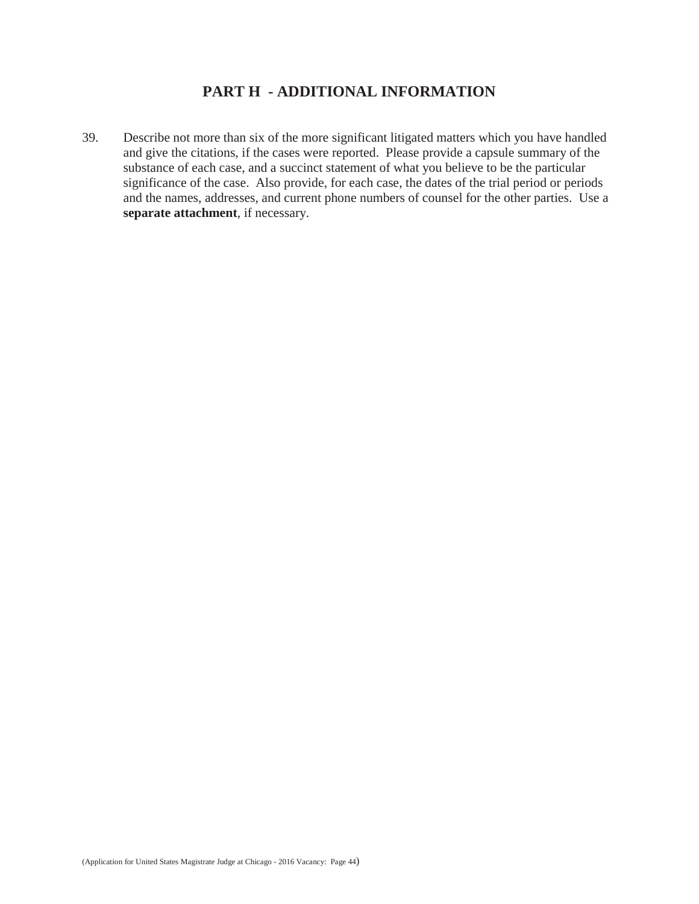## PART H - ADDITIONAL INFORMATION

39. Describe not more than six of the more significant litigated matters which you have handled and give the citations, if the cases were reported. Please provide a capsule summary of the substance of each case, and a succinct statement of what you believe to be the particular significance of the case. Also provide, for each case, the dates of the trial period or periods and the names, addresses, and current phone numbers of counsel for the other parties. Use a **separate attachment**, if necessary.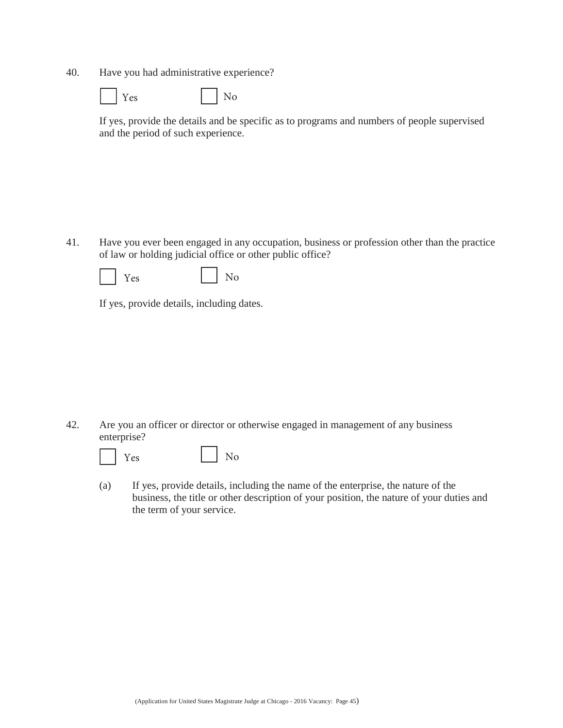40. Have you had administrative experience?

☐ Yes ☐ No

If yes, provide the details and be specific as to programs and numbers of people supervised and the period of such experience.

41. Have you ever been engaged in any occupation, business or profession other than the practice of law or holding judicial office or other public office?

☐ Yes ☐ No

If yes, provide details, including dates.

42. Are you an officer or director or otherwise engaged in management of any business enterprise?

☐ Yes ☐ No

(a) If yes, provide details, including the name of the enterprise, the nature of the business, the title or other description of your position, the nature of your duties and the term of your service.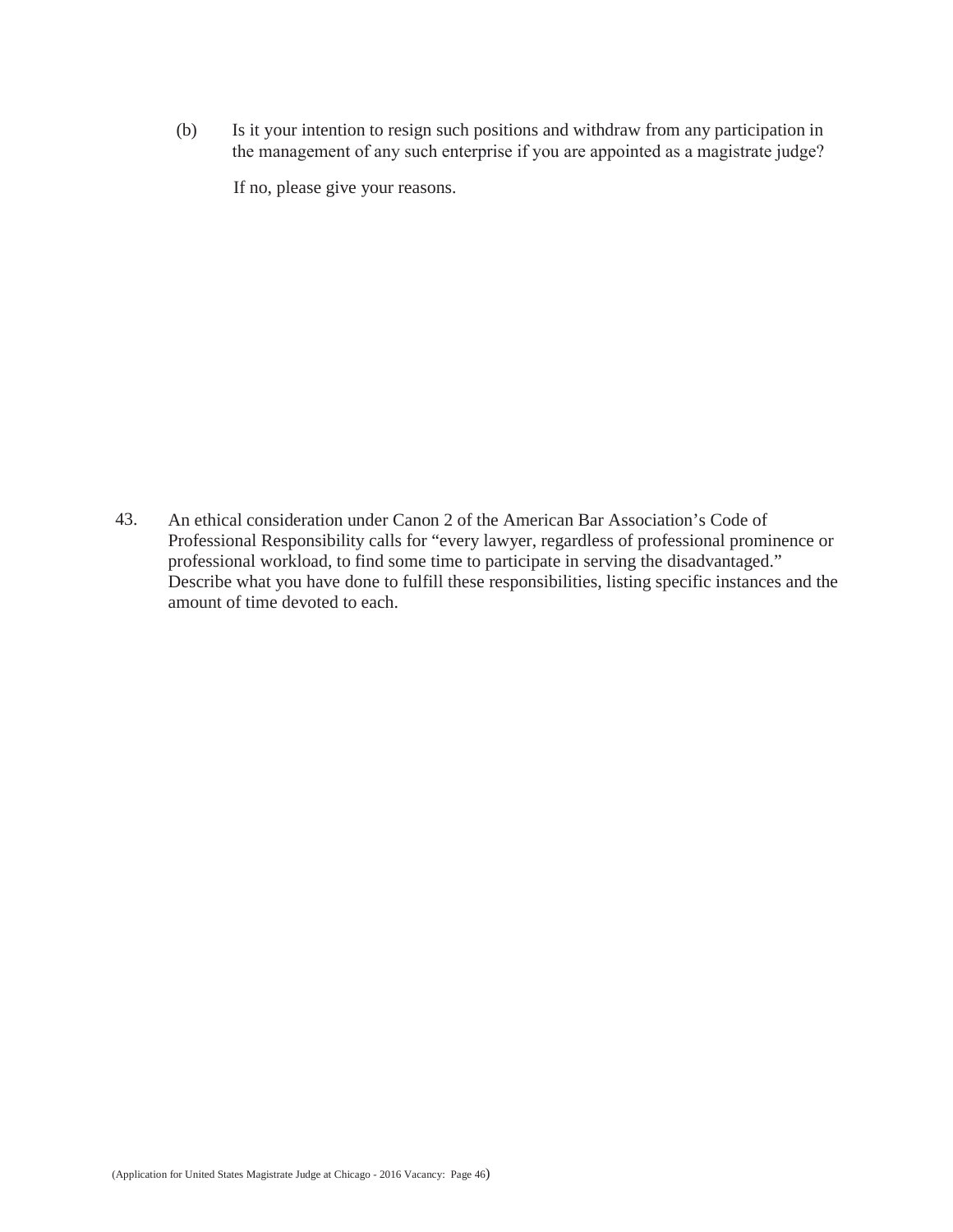(b) Is it your intention to resign such positions and withdraw from any participation in the management of any such enterprise if you are appointed as a magistrate judge?

If no, please give your reasons.

43. An ethical consideration under Canon 2 of the American Bar Association's Code of Professional Responsibility calls for "every lawyer, regardless of professional prominence or professional workload, to find some time to participate in serving the disadvantaged." Describe what you have done to fulfill these responsibilities, listing specific instances and the amount of time devoted to each.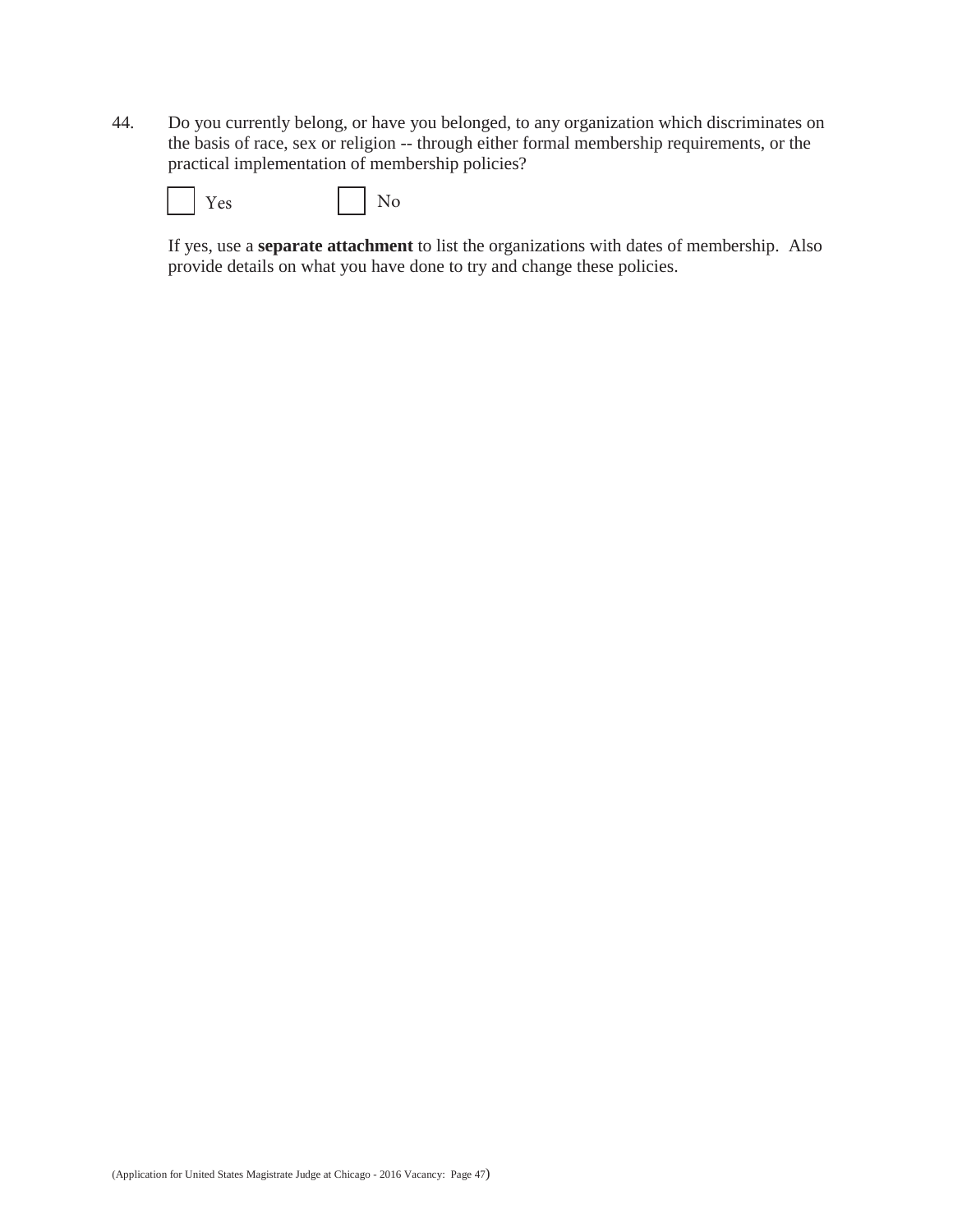44. Do you currently belong, or have you belonged, to any organization which discriminates on the basis of race, sex or religion -- through either formal membership requirements, or the practical implementation of membership policies?

☐ Yes ☐ No

If yes, use a **separate attachment** to list the organizations with dates of membership. Also provide details on what you have done to try and change these policies.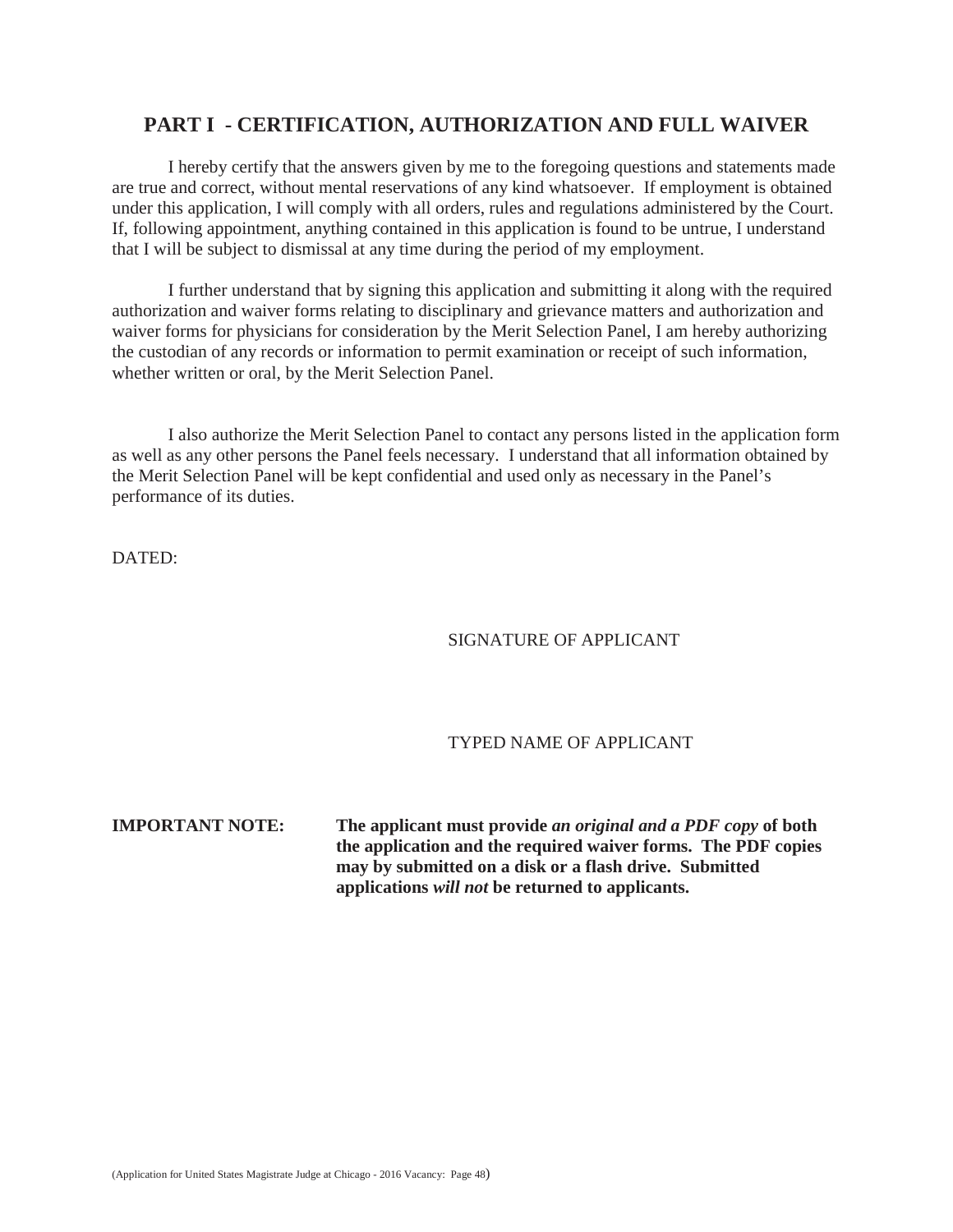## PART I - CERTIFICATION, AUTHORIZATION AND FULL WAIVER

I hereby certify that the answers given by me to the foregoing questions and statements made are true and correct, without mental reservations of any kind whatsoever. If employment is obtained under this application, I will comply with all orders, rules and regulations administered by the Court. If, following appointment, anything contained in this application is found to be untrue, I understand that I will be subject to dismissal at any time during the period of my employment.

I further understand that by signing this application and submitting it along with the required authorization and waiver forms relating to disciplinary and grievance matters and authorization and waiver forms for physicians for consideration by the Merit Selection Panel, I am hereby authorizing the custodian of any records or information to permit examination or receipt of such information, whether written or oral, by the Merit Selection Panel.

I also authorize the Merit Selection Panel to contact any persons listed in the application form as well as any other persons the Panel feels necessary. I understand that all information obtained by the Merit Selection Panel will be kept confidential and used only as necessary in the Panel's performance of its duties.

DATED:

SIGNATURE OF APPLICANT

TYPED NAME OF APPLICANT

**IMPORTANT NOTE:** **The applicant must provide *an original and a PDF copy* of both the application and the required waiver forms. The PDF copies may by submitted on a disk or a flash drive. Submitted applications *will not* be returned to applicants.**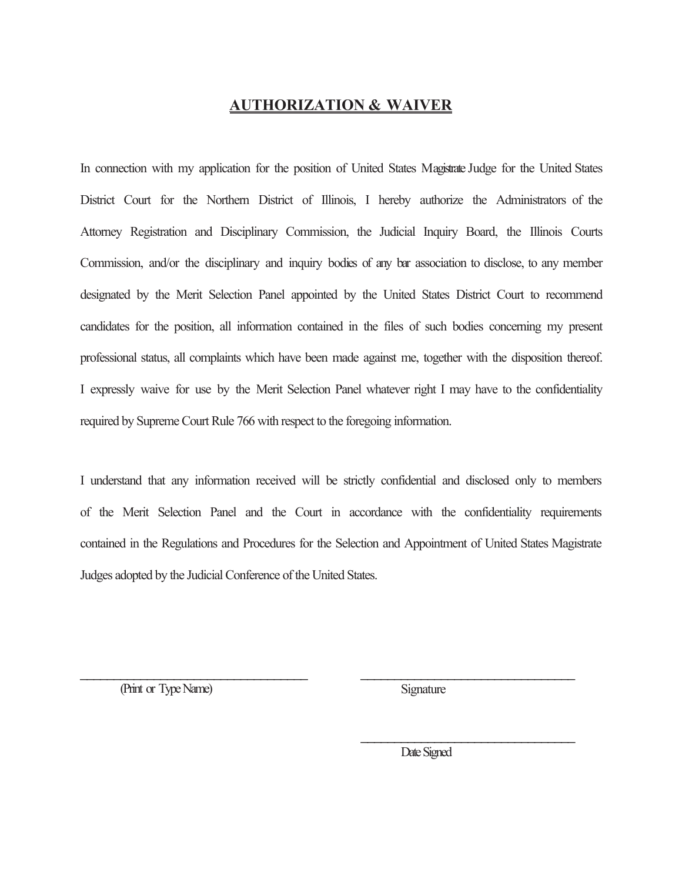# AUTHORIZATION & WAIVER

In connection with my application for the position of United States Magistrate Judge for the United States District Court for the Northern District of Illinois, I hereby authorize the Administrators of the Attorney Registration and Disciplinary Commission, the Judicial Inquiry Board, the Illinois Courts Commission, and/or the disciplinary and inquiry bodies of any bar association to disclose, to any member designated by the Merit Selection Panel appointed by the United States District Court to recommend candidates for the position, all information contained in the files of such bodies concerning my present professional status, all complaints which have been made against me, together with the disposition thereof. I expressly waive for use by the Merit Selection Panel whatever right I may have to the confidentiality required by Supreme Court Rule 766 with respect to the foregoing information.

I understand that any information received will be strictly confidential and disclosed only to members of the Merit Selection Panel and the Court in accordance with the confidentiality requirements contained in the Regulations and Procedures for the Selection and Appointment of United States Magistrate Judges adopted by the Judicial Conference of the United States.

\_\_\_\_\_\_\_\_\_\_\_\_\_\_\_\_\_\_\_\_\_\_\_\_\_\_\_\_\_\_\_\_\_\_\_\_
(Print or Type Name)

\_\_\_\_\_\_\_\_\_\_\_\_\_\_\_\_\_\_\_\_\_\_\_\_\_\_\_\_\_\_\_\_\_\_\_\_
Signature

\_\_\_\_\_\_\_\_\_\_\_\_\_\_\_\_\_\_\_\_\_\_\_\_\_\_\_\_\_\_\_\_\_\_\_\_
Date Signed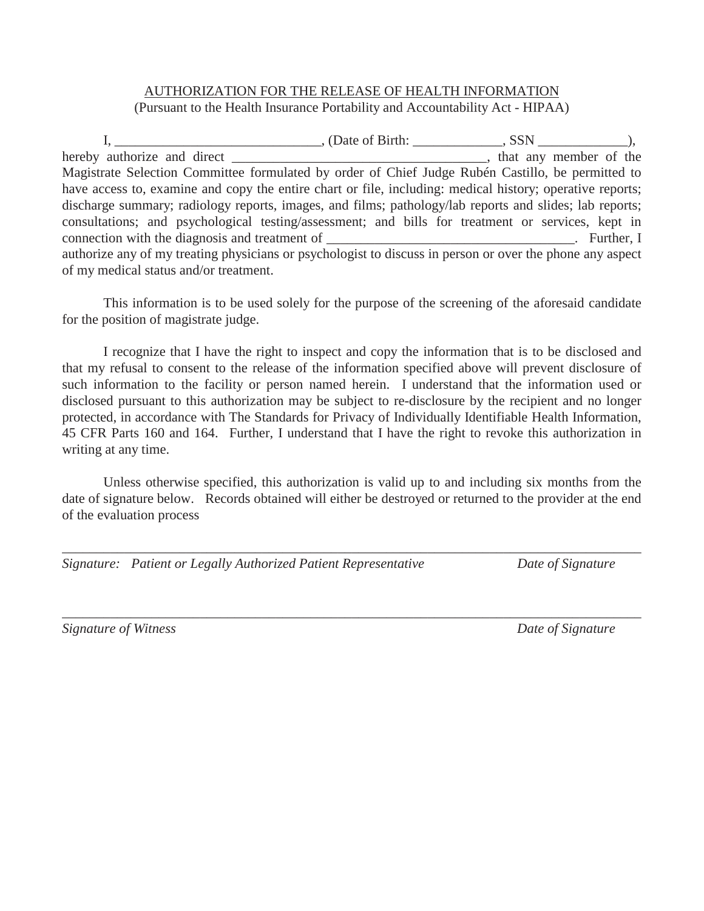AUTHORIZATION FOR THE RELEASE OF HEALTH INFORMATION
(Pursuant to the Health Insurance Portability and Accountability Act - HIPAA)

I, ______________________________, (Date of Birth: _____________, SSN _____________), hereby authorize and direct ______________________________________, that any member of the Magistrate Selection Committee formulated by order of Chief Judge Rubén Castillo, be permitted to have access to, examine and copy the entire chart or file, including: medical history; operative reports; discharge summary; radiology reports, images, and films; pathology/lab reports and slides; lab reports; consultations; and psychological testing/assessment; and bills for treatment or services, kept in connection with the diagnosis and treatment of ____________________________________. Further, I authorize any of my treating physicians or psychologist to discuss in person or over the phone any aspect of my medical status and/or treatment.

This information is to be used solely for the purpose of the screening of the aforesaid candidate for the position of magistrate judge.

I recognize that I have the right to inspect and copy the information that is to be disclosed and that my refusal to consent to the release of the information specified above will prevent disclosure of such information to the facility or person named herein. I understand that the information used or disclosed pursuant to this authorization may be subject to re-disclosure by the recipient and no longer protected, in accordance with The Standards for Privacy of Individually Identifiable Health Information, 45 CFR Parts 160 and 164. Further, I understand that I have the right to revoke this authorization in writing at any time.

Unless otherwise specified, this authorization is valid up to and including six months from the date of signature below. Records obtained will either be destroyed or returned to the provider at the end of the evaluation process

_____________________________________________________________________________

*Signature: Patient or Legally Authorized Patient Representative* *Date of Signature*

_____________________________________________________________________________

*Signature of Witness* *Date of Signature*